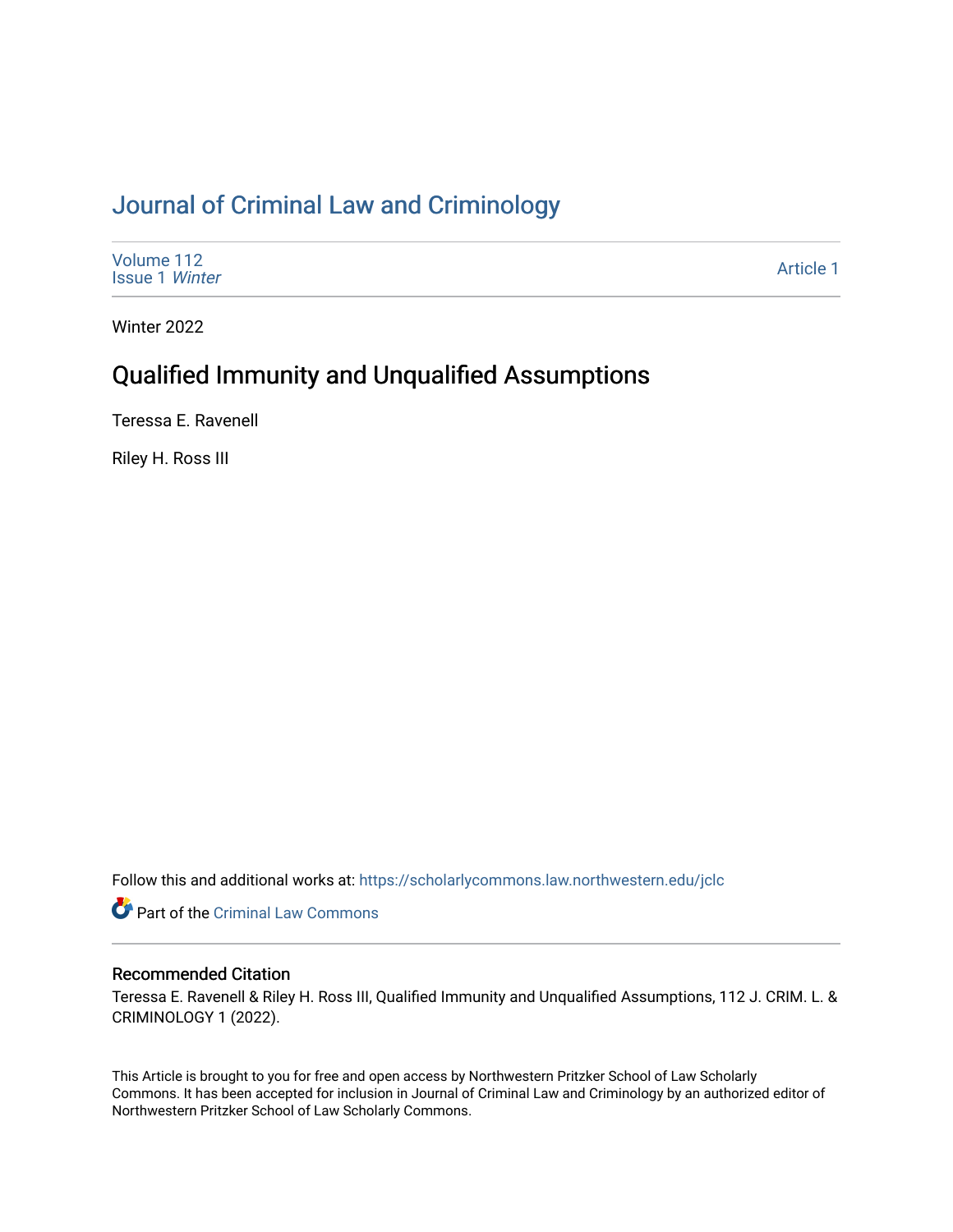# Journal of Criminal Law and Criminology

Volume 112
Issue 1 *Winter*

Article 1

Winter 2022

## Qualified Immunity and Unqualified Assumptions

Teressa E. Ravenell

Riley H. Ross III

Follow this and additional works at: https://scholarlycommons.law.northwestern.edu/jclc

Part of the Criminal Law Commons

### Recommended Citation

Teressa E. Ravenell & Riley H. Ross III, Qualified Immunity and Unqualified Assumptions, 112 J. CRIM. L. & CRIMINOLOGY 1 (2022).

This Article is brought to you for free and open access by Northwestern Pritzker School of Law Scholarly Commons. It has been accepted for inclusion in Journal of Criminal Law and Criminology by an authorized editor of Northwestern Pritzker School of Law Scholarly Commons.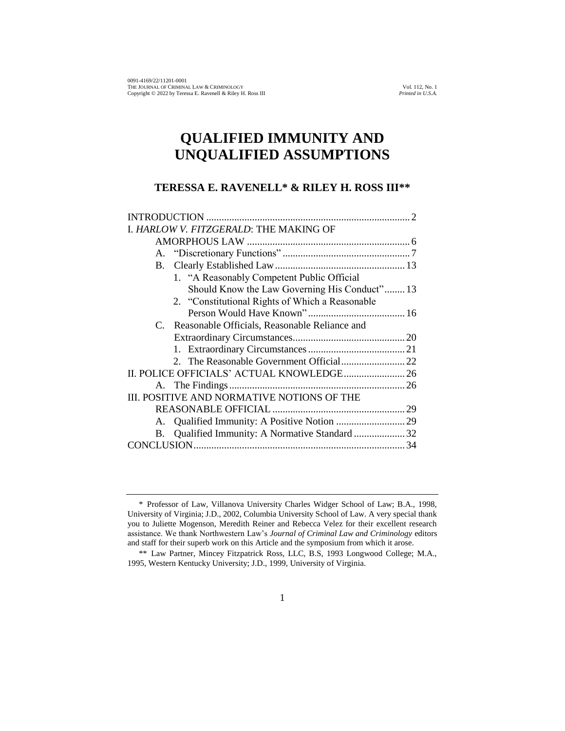# QUALIFIED IMMUNITY AND UNQUALIFIED ASSUMPTIONS

## TERESSA E. RAVENELL* & RILEY H. ROSS III**

INTRODUCTION ............................................................................... 2
I. *HARLOW V. FITZGERALD*: THE MAKING OF AMORPHOUS LAW ............................................................... 6
- A. "Discretionary Functions" .................................................. 7
- B. Clearly Established Law ................................................... 13
  - 1. "A Reasonably Competent Public Official Should Know the Law Governing His Conduct" ........ 13
  - 2. "Constitutional Rights of Which a Reasonable Person Would Have Known" ...................................... 16
- C. Reasonable Officials, Reasonable Reliance and Extraordinary Circumstances............................................ 20
  - 1. Extraordinary Circumstances ...................................... 21
  - 2. The Reasonable Government Official ......................... 22

II. POLICE OFFICIALS' ACTUAL KNOWLEDGE........................ 26
- A. The Findings ..................................................................... 26

III. POSITIVE AND NORMATIVE NOTIONS OF THE REASONABLE OFFICIAL .................................................... 29
- A. Qualified Immunity: A Positive Notion ........................... 29
- B. Qualified Immunity: A Normative Standard .................... 32

CONCLUSION.................................................................................. 34

---

\* Professor of Law, Villanova University Charles Widger School of Law; B.A., 1998, University of Virginia; J.D., 2002, Columbia University School of Law. A very special thank you to Juliette Mogenson, Meredith Reiner and Rebecca Velez for their excellent research assistance. We thank Northwestern Law's *Journal of Criminal Law and Criminology* editors and staff for their superb work on this Article and the symposium from which it arose.

\*\* Law Partner, Mincey Fitzpatrick Ross, LLC, B.S, 1993 Longwood College; M.A., 1995, Western Kentucky University; J.D., 1999, University of Virginia.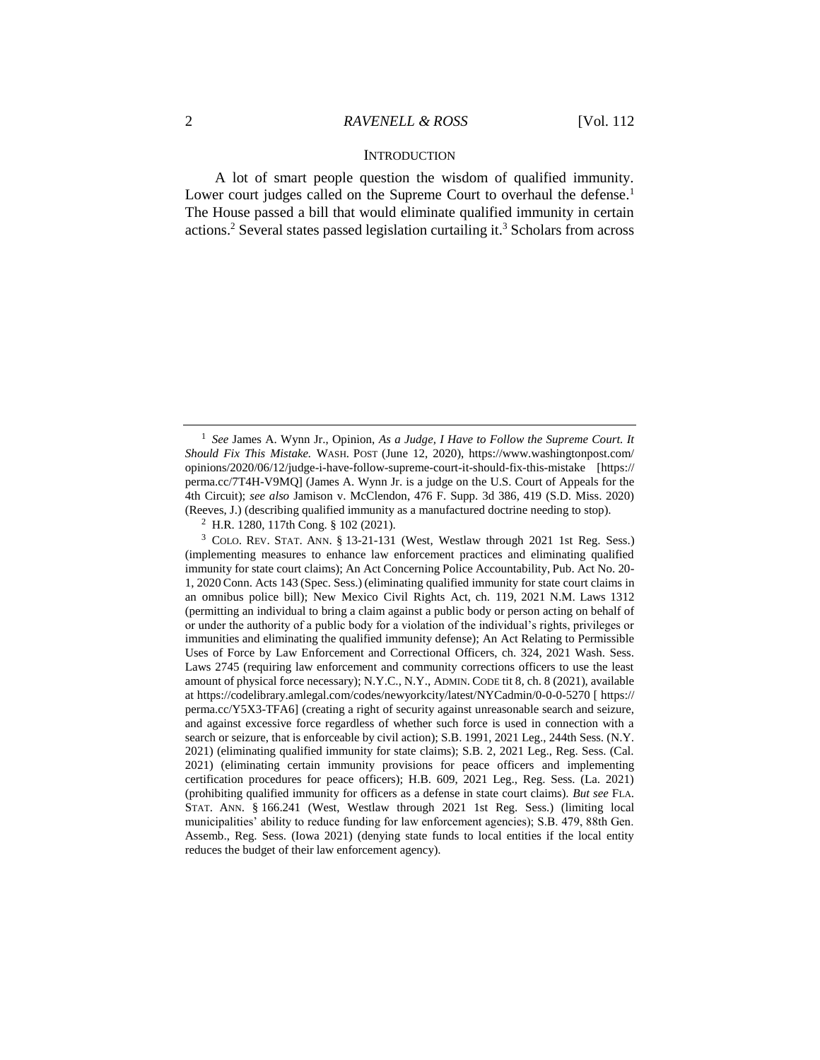## INTRODUCTION

A lot of smart people question the wisdom of qualified immunity. Lower court judges called on the Supreme Court to overhaul the defense.[1] The House passed a bill that would eliminate qualified immunity in certain actions.[2] Several states passed legislation curtailing it.[3] Scholars from across

---

[1] *See* James A. Wynn Jr., Opinion, *As a Judge, I Have to Follow the Supreme Court. It Should Fix This Mistake.* WASH. POST (June 12, 2020), https://www.washingtonpost.com/opinions/2020/06/12/judge-i-have-follow-supreme-court-it-should-fix-this-mistake [https://perma.cc/7T4H-V9MQ] (James A. Wynn Jr. is a judge on the U.S. Court of Appeals for the 4th Circuit); *see also* Jamison v. McClendon, 476 F. Supp. 3d 386, 419 (S.D. Miss. 2020) (Reeves, J.) (describing qualified immunity as a manufactured doctrine needing to stop).

[2] H.R. 1280, 117th Cong. § 102 (2021).

[3] COLO. REV. STAT. ANN. § 13-21-131 (West, Westlaw through 2021 1st Reg. Sess.) (implementing measures to enhance law enforcement practices and eliminating qualified immunity for state court claims); An Act Concerning Police Accountability, Pub. Act No. 20-1, 2020 Conn. Acts 143 (Spec. Sess.) (eliminating qualified immunity for state court claims in an omnibus police bill); New Mexico Civil Rights Act, ch. 119, 2021 N.M. Laws 1312 (permitting an individual to bring a claim against a public body or person acting on behalf of or under the authority of a public body for a violation of the individual's rights, privileges or immunities and eliminating the qualified immunity defense); An Act Relating to Permissible Uses of Force by Law Enforcement and Correctional Officers, ch. 324, 2021 Wash. Sess. Laws 2745 (requiring law enforcement and community corrections officers to use the least amount of physical force necessary); N.Y.C., N.Y., ADMIN. CODE tit 8, ch. 8 (2021), available at https://codelibrary.amlegal.com/codes/newyorkcity/latest/NYCadmin/0-0-0-5270 [ https://perma.cc/Y5X3-TFA6] (creating a right of security against unreasonable search and seizure, and against excessive force regardless of whether such force is used in connection with a search or seizure, that is enforceable by civil action); S.B. 1991, 2021 Leg., 244th Sess. (N.Y. 2021) (eliminating qualified immunity for state claims); S.B. 2, 2021 Leg., Reg. Sess. (Cal. 2021) (eliminating certain immunity provisions for peace officers and implementing certification procedures for peace officers); H.B. 609, 2021 Leg., Reg. Sess. (La. 2021) (prohibiting qualified immunity for officers as a defense in state court claims). *But see* FLA. STAT. ANN. § 166.241 (West, Westlaw through 2021 1st Reg. Sess.) (limiting local municipalities' ability to reduce funding for law enforcement agencies); S.B. 479, 88th Gen. Assemb., Reg. Sess. (Iowa 2021) (denying state funds to local entities if the local entity reduces the budget of their law enforcement agency).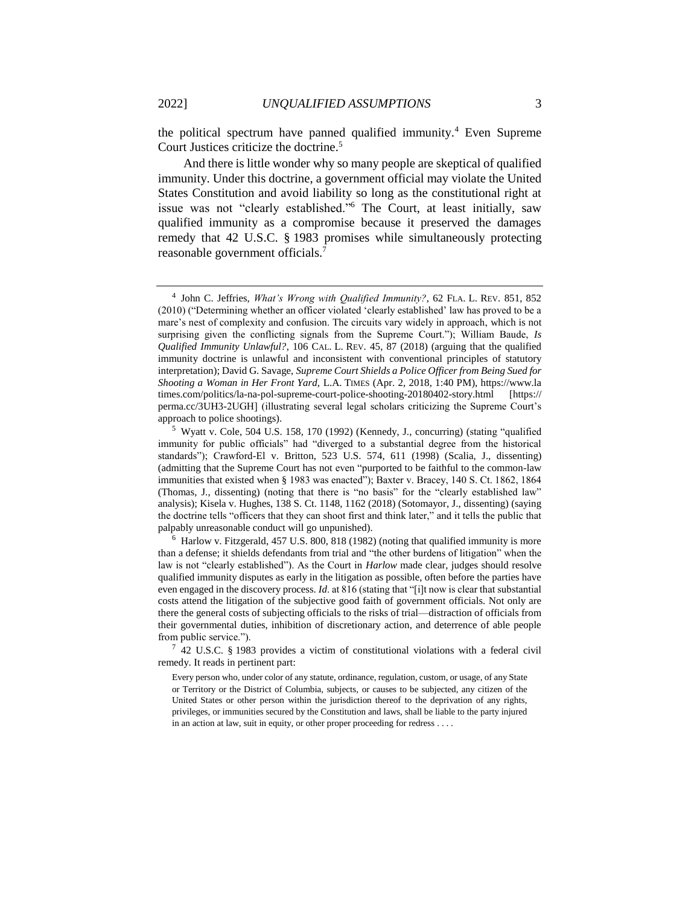the political spectrum have panned qualified immunity.[4] Even Supreme Court Justices criticize the doctrine.[5]

And there is little wonder why so many people are skeptical of qualified immunity. Under this doctrine, a government official may violate the United States Constitution and avoid liability so long as the constitutional right at issue was not "clearly established."[6] The Court, at least initially, saw qualified immunity as a compromise because it preserved the damages remedy that 42 U.S.C. § 1983 promises while simultaneously protecting reasonable government officials.[7]

---

[4] John C. Jeffries, *What's Wrong with Qualified Immunity?*, 62 FLA. L. REV. 851, 852 (2010) ("Determining whether an officer violated 'clearly established' law has proved to be a mare's nest of complexity and confusion. The circuits vary widely in approach, which is not surprising given the conflicting signals from the Supreme Court."); William Baude, *Is Qualified Immunity Unlawful?*, 106 CAL. L. REV. 45, 87 (2018) (arguing that the qualified immunity doctrine is unlawful and inconsistent with conventional principles of statutory interpretation); David G. Savage, *Supreme Court Shields a Police Officer from Being Sued for Shooting a Woman in Her Front Yard*, L.A. TIMES (Apr. 2, 2018, 1:40 PM), https://www.latimes.com/politics/la-na-pol-supreme-court-police-shooting-20180402-story.html [https://perma.cc/3UH3-2UGH] (illustrating several legal scholars criticizing the Supreme Court's approach to police shootings).

[5] Wyatt v. Cole, 504 U.S. 158, 170 (1992) (Kennedy, J., concurring) (stating "qualified immunity for public officials" had "diverged to a substantial degree from the historical standards"); Crawford-El v. Britton, 523 U.S. 574, 611 (1998) (Scalia, J., dissenting) (admitting that the Supreme Court has not even "purported to be faithful to the common-law immunities that existed when § 1983 was enacted"); Baxter v. Bracey, 140 S. Ct. 1862, 1864 (Thomas, J., dissenting) (noting that there is "no basis" for the "clearly established law" analysis); Kisela v. Hughes, 138 S. Ct. 1148, 1162 (2018) (Sotomayor, J., dissenting) (saying the doctrine tells "officers that they can shoot first and think later," and it tells the public that palpably unreasonable conduct will go unpunished).

[6] Harlow v. Fitzgerald, 457 U.S. 800, 818 (1982) (noting that qualified immunity is more than a defense; it shields defendants from trial and "the other burdens of litigation" when the law is not "clearly established"). As the Court in *Harlow* made clear, judges should resolve qualified immunity disputes as early in the litigation as possible, often before the parties have even engaged in the discovery process. *Id.* at 816 (stating that "[i]t now is clear that substantial costs attend the litigation of the subjective good faith of government officials. Not only are there the general costs of subjecting officials to the risks of trial—distraction of officials from their governmental duties, inhibition of discretionary action, and deterrence of able people from public service.").

[7] 42 U.S.C. § 1983 provides a victim of constitutional violations with a federal civil remedy. It reads in pertinent part:

> Every person who, under color of any statute, ordinance, regulation, custom, or usage, of any State or Territory or the District of Columbia, subjects, or causes to be subjected, any citizen of the United States or other person within the jurisdiction thereof to the deprivation of any rights, privileges, or immunities secured by the Constitution and laws, shall be liable to the party injured in an action at law, suit in equity, or other proper proceeding for redress . . . .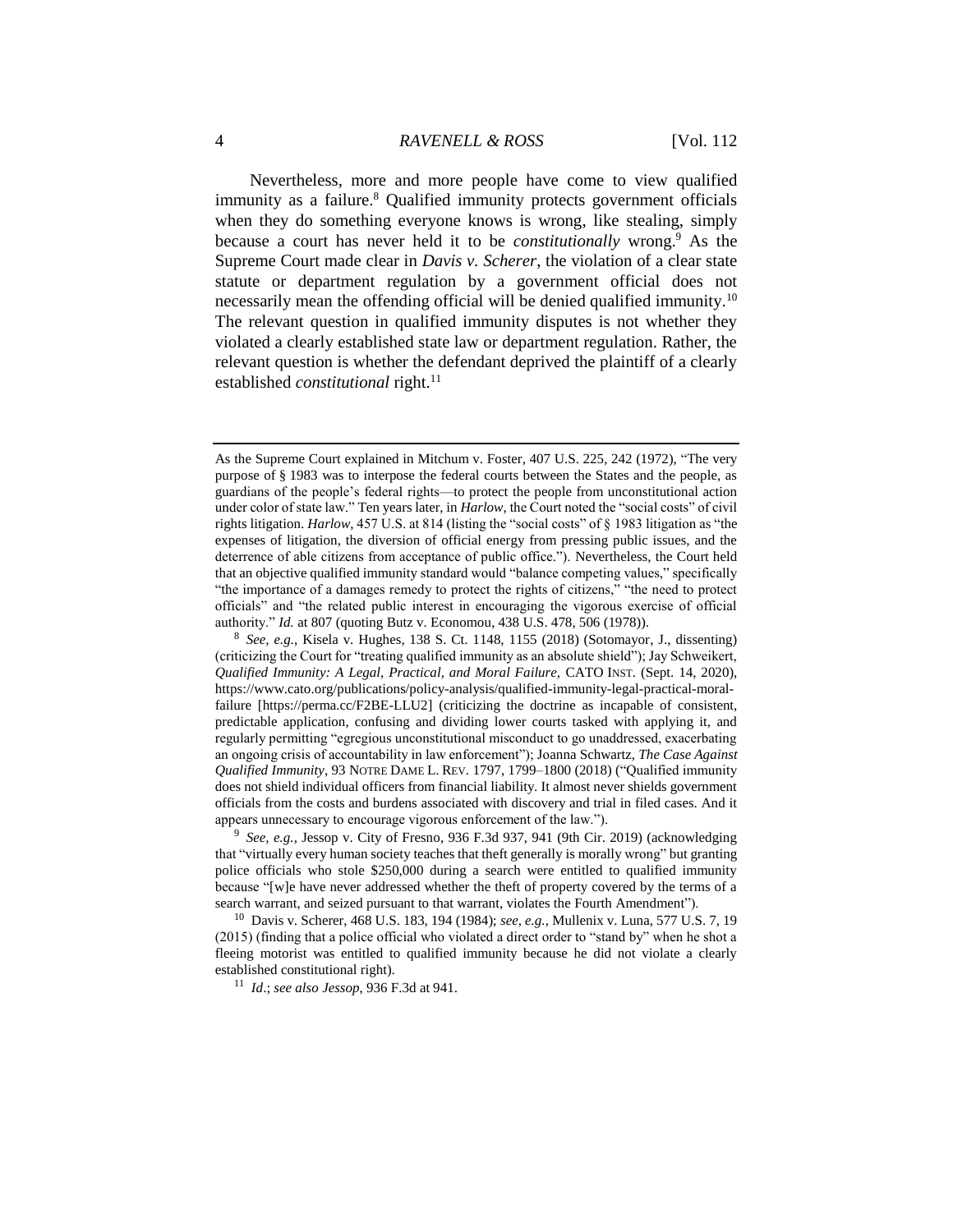Nevertheless, more and more people have come to view qualified immunity as a failure.[8] Qualified immunity protects government officials when they do something everyone knows is wrong, like stealing, simply because a court has never held it to be *constitutionally* wrong.[9] As the Supreme Court made clear in *Davis v. Scherer*, the violation of a clear state statute or department regulation by a government official does not necessarily mean the offending official will be denied qualified immunity.[10] The relevant question in qualified immunity disputes is not whether they violated a clearly established state law or department regulation. Rather, the relevant question is whether the defendant deprived the plaintiff of a clearly established *constitutional* right.[11]

---

As the Supreme Court explained in Mitchum v. Foster, 407 U.S. 225, 242 (1972), "The very purpose of § 1983 was to interpose the federal courts between the States and the people, as guardians of the people's federal rights—to protect the people from unconstitutional action under color of state law." Ten years later, in *Harlow*, the Court noted the "social costs" of civil rights litigation. *Harlow*, 457 U.S. at 814 (listing the "social costs" of § 1983 litigation as "the expenses of litigation, the diversion of official energy from pressing public issues, and the deterrence of able citizens from acceptance of public office."). Nevertheless, the Court held that an objective qualified immunity standard would "balance competing values," specifically "the importance of a damages remedy to protect the rights of citizens," "the need to protect officials" and "the related public interest in encouraging the vigorous exercise of official authority." *Id.* at 807 (quoting Butz v. Economou, 438 U.S. 478, 506 (1978)).

[8] *See, e.g.*, Kisela v. Hughes, 138 S. Ct. 1148, 1155 (2018) (Sotomayor, J., dissenting) (criticizing the Court for "treating qualified immunity as an absolute shield"); Jay Schweikert, *Qualified Immunity: A Legal, Practical, and Moral Failure*, CATO INST. (Sept. 14, 2020), https://www.cato.org/publications/policy-analysis/qualified-immunity-legal-practical-moral-failure [https://perma.cc/F2BE-LLU2] (criticizing the doctrine as incapable of consistent, predictable application, confusing and dividing lower courts tasked with applying it, and regularly permitting "egregious unconstitutional misconduct to go unaddressed, exacerbating an ongoing crisis of accountability in law enforcement"); Joanna Schwartz, *The Case Against Qualified Immunity*, 93 NOTRE DAME L. REV. 1797, 1799–1800 (2018) ("Qualified immunity does not shield individual officers from financial liability. It almost never shields government officials from the costs and burdens associated with discovery and trial in filed cases. And it appears unnecessary to encourage vigorous enforcement of the law.").

[9] *See, e.g.*, Jessop v. City of Fresno, 936 F.3d 937, 941 (9th Cir. 2019) (acknowledging that "virtually every human society teaches that theft generally is morally wrong" but granting police officials who stole $250,000 during a search were entitled to qualified immunity because "[w]e have never addressed whether the theft of property covered by the terms of a search warrant, and seized pursuant to that warrant, violates the Fourth Amendment").

[10] Davis v. Scherer, 468 U.S. 183, 194 (1984); *see, e.g.*, Mullenix v. Luna, 577 U.S. 7, 19 (2015) (finding that a police official who violated a direct order to "stand by" when he shot a fleeing motorist was entitled to qualified immunity because he did not violate a clearly established constitutional right).

[11] *Id*.; *see also Jessop*, 936 F.3d at 941.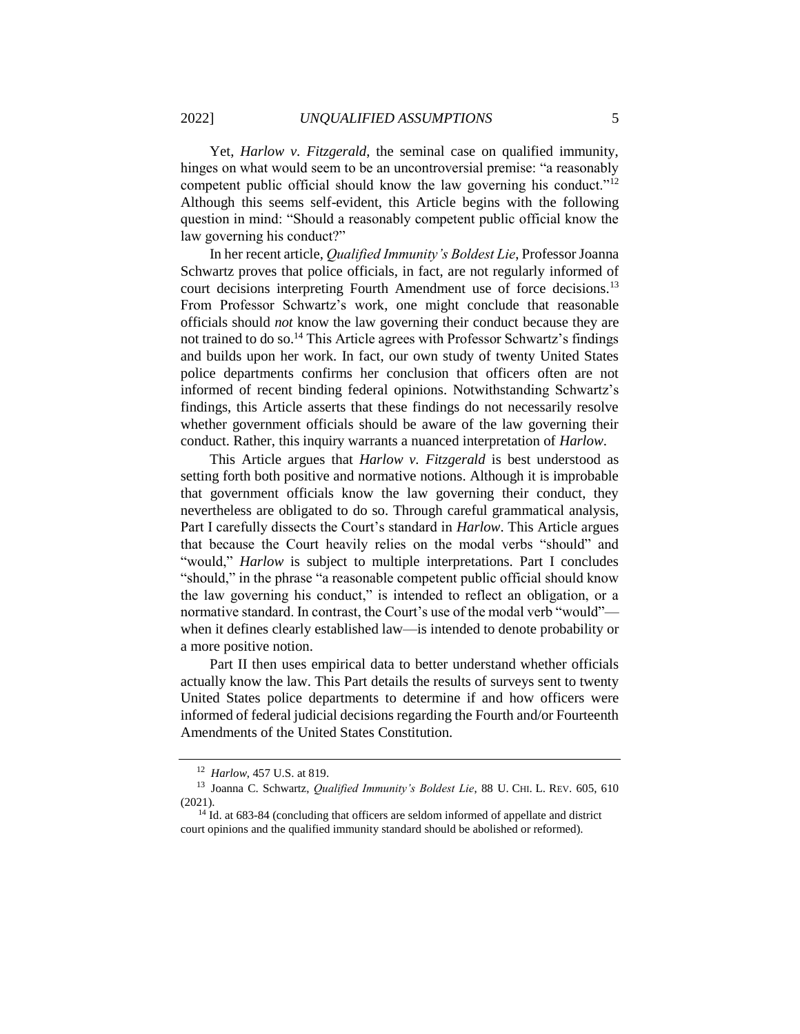Yet, *Harlow v. Fitzgerald*, the seminal case on qualified immunity, hinges on what would seem to be an uncontroversial premise: "a reasonably competent public official should know the law governing his conduct."[12] Although this seems self-evident, this Article begins with the following question in mind: "Should a reasonably competent public official know the law governing his conduct?"

In her recent article, *Qualified Immunity's Boldest Lie*, Professor Joanna Schwartz proves that police officials, in fact, are not regularly informed of court decisions interpreting Fourth Amendment use of force decisions.[13] From Professor Schwartz's work, one might conclude that reasonable officials should *not* know the law governing their conduct because they are not trained to do so.[14] This Article agrees with Professor Schwartz's findings and builds upon her work. In fact, our own study of twenty United States police departments confirms her conclusion that officers often are not informed of recent binding federal opinions. Notwithstanding Schwartz's findings, this Article asserts that these findings do not necessarily resolve whether government officials should be aware of the law governing their conduct. Rather, this inquiry warrants a nuanced interpretation of *Harlow*.

This Article argues that *Harlow v. Fitzgerald* is best understood as setting forth both positive and normative notions. Although it is improbable that government officials know the law governing their conduct, they nevertheless are obligated to do so. Through careful grammatical analysis, Part I carefully dissects the Court's standard in *Harlow*. This Article argues that because the Court heavily relies on the modal verbs "should" and "would," *Harlow* is subject to multiple interpretations. Part I concludes "should," in the phrase "a reasonable competent public official should know the law governing his conduct," is intended to reflect an obligation, or a normative standard. In contrast, the Court's use of the modal verb "would"—when it defines clearly established law—is intended to denote probability or a more positive notion.

Part II then uses empirical data to better understand whether officials actually know the law. This Part details the results of surveys sent to twenty United States police departments to determine if and how officers were informed of federal judicial decisions regarding the Fourth and/or Fourteenth Amendments of the United States Constitution.

---

[12] *Harlow*, 457 U.S. at 819.

[13] Joanna C. Schwartz, *Qualified Immunity's Boldest Lie*, 88 U. CHI. L. REV. 605, 610 (2021).

[14] Id. at 683-84 (concluding that officers are seldom informed of appellate and district court opinions and the qualified immunity standard should be abolished or reformed).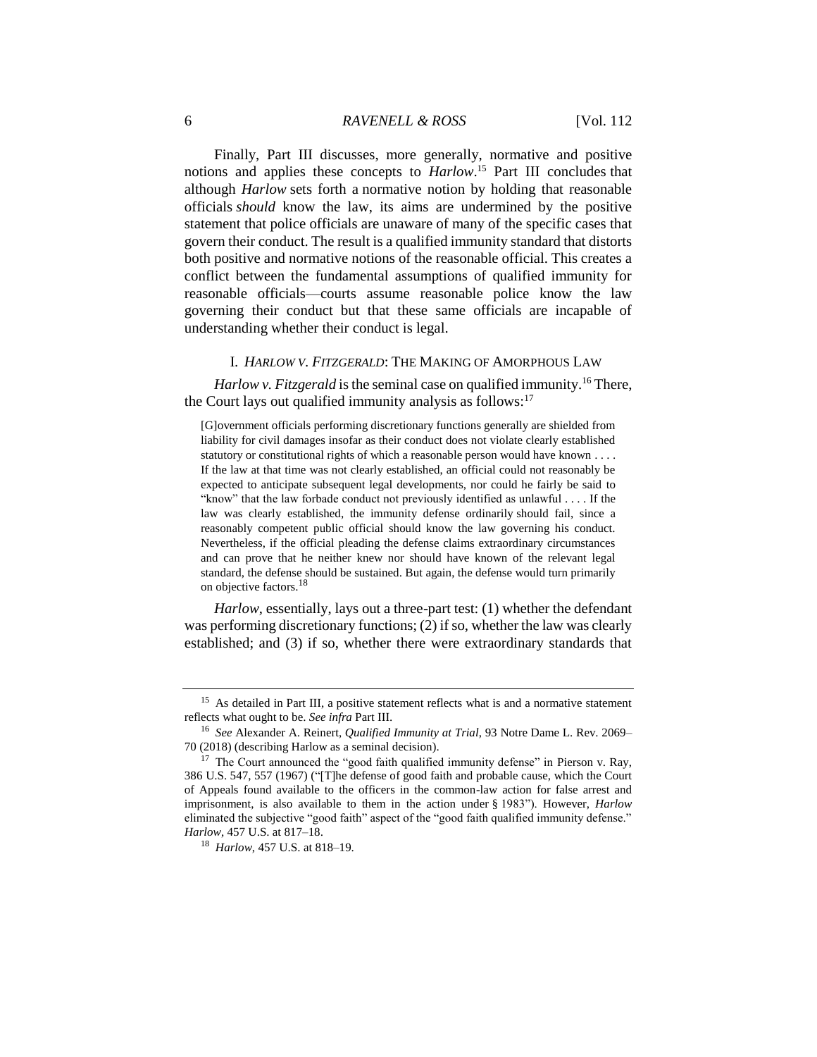Finally, Part III discusses, more generally, normative and positive notions and applies these concepts to *Harlow*.[15] Part III concludes that although *Harlow* sets forth a normative notion by holding that reasonable officials *should* know the law, its aims are undermined by the positive statement that police officials are unaware of many of the specific cases that govern their conduct. The result is a qualified immunity standard that distorts both positive and normative notions of the reasonable official. This creates a conflict between the fundamental assumptions of qualified immunity for reasonable officials—courts assume reasonable police know the law governing their conduct but that these same officials are incapable of understanding whether their conduct is legal.

## I. *HARLOW V. FITZGERALD*: THE MAKING OF AMORPHOUS LAW

*Harlow v. Fitzgerald* is the seminal case on qualified immunity.[16] There, the Court lays out qualified immunity analysis as follows:[17]

> [G]overnment officials performing discretionary functions generally are shielded from liability for civil damages insofar as their conduct does not violate clearly established statutory or constitutional rights of which a reasonable person would have known . . . . If the law at that time was not clearly established, an official could not reasonably be expected to anticipate subsequent legal developments, nor could he fairly be said to "know" that the law forbade conduct not previously identified as unlawful . . . . If the law was clearly established, the immunity defense ordinarily should fail, since a reasonably competent public official should know the law governing his conduct. Nevertheless, if the official pleading the defense claims extraordinary circumstances and can prove that he neither knew nor should have known of the relevant legal standard, the defense should be sustained. But again, the defense would turn primarily on objective factors.[18]

*Harlow*, essentially, lays out a three-part test: (1) whether the defendant was performing discretionary functions; (2) if so, whether the law was clearly established; and (3) if so, whether there were extraordinary standards that

---

[15] As detailed in Part III, a positive statement reflects what is and a normative statement reflects what ought to be. *See infra* Part III.

[16] *See* Alexander A. Reinert, *Qualified Immunity at Trial*, 93 Notre Dame L. Rev. 2069–70 (2018) (describing Harlow as a seminal decision).

[17] The Court announced the "good faith qualified immunity defense" in Pierson v. Ray, 386 U.S. 547, 557 (1967) ("[T]he defense of good faith and probable cause, which the Court of Appeals found available to the officers in the common-law action for false arrest and imprisonment, is also available to them in the action under § 1983"). However, *Harlow* eliminated the subjective "good faith" aspect of the "good faith qualified immunity defense." *Harlow*, 457 U.S. at 817–18.

[18] *Harlow*, 457 U.S. at 818–19.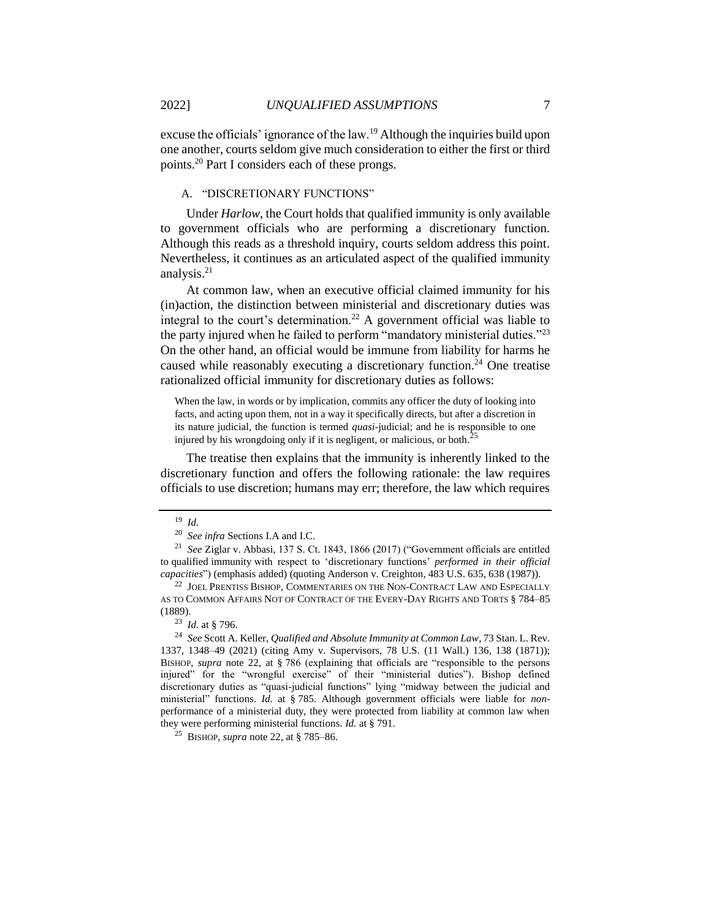excuse the officials' ignorance of the law.[19] Although the inquiries build upon one another, courts seldom give much consideration to either the first or third points.[20] Part I considers each of these prongs.

### A. "DISCRETIONARY FUNCTIONS"

Under *Harlow*, the Court holds that qualified immunity is only available to government officials who are performing a discretionary function. Although this reads as a threshold inquiry, courts seldom address this point. Nevertheless, it continues as an articulated aspect of the qualified immunity analysis.[21]

At common law, when an executive official claimed immunity for his (in)action, the distinction between ministerial and discretionary duties was integral to the court's determination.[22] A government official was liable to the party injured when he failed to perform "mandatory ministerial duties."[23] On the other hand, an official would be immune from liability for harms he caused while reasonably executing a discretionary function.[24] One treatise rationalized official immunity for discretionary duties as follows:

> When the law, in words or by implication, commits any officer the duty of looking into facts, and acting upon them, not in a way it specifically directs, but after a discretion in its nature judicial, the function is termed *quasi*-judicial; and he is responsible to one injured by his wrongdoing only if it is negligent, or malicious, or both.[25]

The treatise then explains that the immunity is inherently linked to the discretionary function and offers the following rationale: the law requires officials to use discretion; humans may err; therefore, the law which requires

---

[19] *Id.*

[20] *See infra* Sections I.A and I.C.

[21] *See* Ziglar v. Abbasi, 137 S. Ct. 1843, 1866 (2017) ("Government officials are entitled to qualified immunity with respect to 'discretionary functions' *performed in their official capacities*") (emphasis added) (quoting Anderson v. Creighton, 483 U.S. 635, 638 (1987)).

[22] JOEL PRENTISS BISHOP, COMMENTARIES ON THE NON-CONTRACT LAW AND ESPECIALLY AS TO COMMON AFFAIRS NOT OF CONTRACT OF THE EVERY-DAY RIGHTS AND TORTS § 784–85 (1889).

[23] *Id.* at § 796.

[24] *See* Scott A. Keller, *Qualified and Absolute Immunity at Common Law*, 73 Stan. L. Rev. 1337, 1348–49 (2021) (citing Amy v. Supervisors, 78 U.S. (11 Wall.) 136, 138 (1871)); BISHOP, *supra* note 22, at § 786 (explaining that officials are "responsible to the persons injured" for the "wrongful exercise" of their "ministerial duties"). Bishop defined discretionary duties as "quasi-judicial functions" lying "midway between the judicial and ministerial" functions. *Id.* at § 785. Although government officials were liable for *non*-performance of a ministerial duty, they were protected from liability at common law when they were performing ministerial functions. *Id.* at § 791.

[25] BISHOP, *supra* note 22, at § 785–86.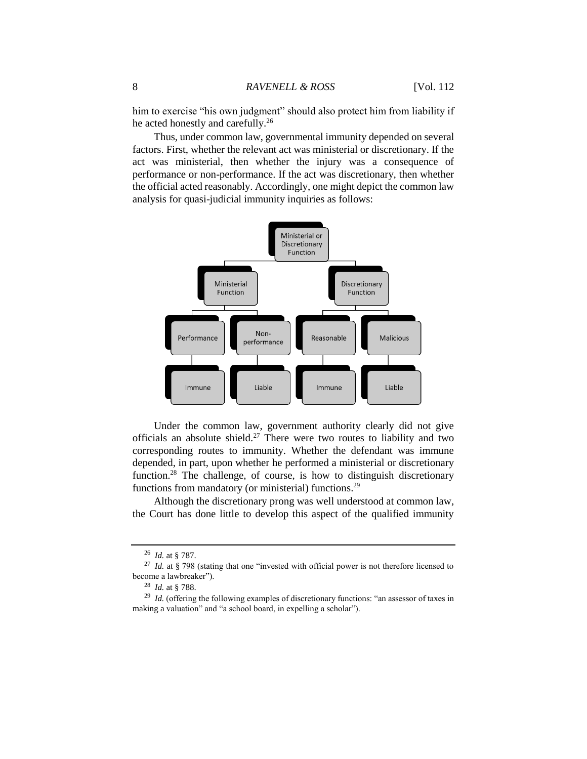him to exercise "his own judgment" should also protect him from liability if he acted honestly and carefully.[26]

Thus, under common law, governmental immunity depended on several factors. First, whether the relevant act was ministerial or discretionary. If the act was ministerial, then whether the injury was a consequence of performance or non-performance. If the act was discretionary, then whether the official acted reasonably. Accordingly, one might depict the common law analysis for quasi-judicial immunity inquiries as follows:

- Ministerial or Discretionary Function
  - Ministerial Function
    - Performance
      - Immune
    - Non-performance
      - Liable
  - Discretionary Function
    - Reasonable
      - Immune
    - Malicious
      - Liable

Under the common law, government authority clearly did not give officials an absolute shield.[27] There were two routes to liability and two corresponding routes to immunity. Whether the defendant was immune depended, in part, upon whether he performed a ministerial or discretionary function.[28] The challenge, of course, is how to distinguish discretionary functions from mandatory (or ministerial) functions.[29]

Although the discretionary prong was well understood at common law, the Court has done little to develop this aspect of the qualified immunity

---

[26] *Id.* at § 787.

[27] *Id.* at § 798 (stating that one "invested with official power is not therefore licensed to become a lawbreaker").

[28] *Id.* at § 788.

[29] *Id.* (offering the following examples of discretionary functions: "an assessor of taxes in making a valuation" and "a school board, in expelling a scholar").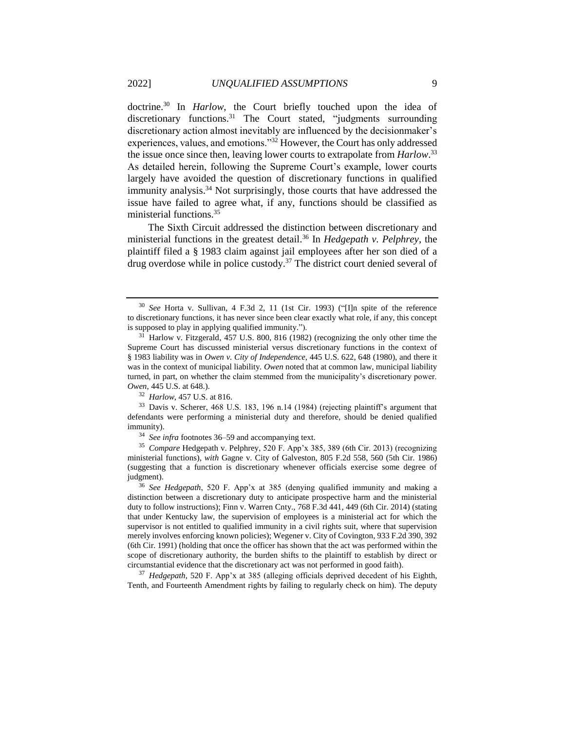doctrine.[30] In *Harlow*, the Court briefly touched upon the idea of discretionary functions.[31] The Court stated, "judgments surrounding discretionary action almost inevitably are influenced by the decisionmaker's experiences, values, and emotions."[32] However, the Court has only addressed the issue once since then, leaving lower courts to extrapolate from *Harlow*.[33] As detailed herein, following the Supreme Court's example, lower courts largely have avoided the question of discretionary functions in qualified immunity analysis.[34] Not surprisingly, those courts that have addressed the issue have failed to agree what, if any, functions should be classified as ministerial functions.[35]

The Sixth Circuit addressed the distinction between discretionary and ministerial functions in the greatest detail.[36] In *Hedgepath v. Pelphrey*, the plaintiff filed a § 1983 claim against jail employees after her son died of a drug overdose while in police custody.[37] The district court denied several of

---

[30] *See* Horta v. Sullivan, 4 F.3d 2, 11 (1st Cir. 1993) ("[I]n spite of the reference to discretionary functions, it has never since been clear exactly what role, if any, this concept is supposed to play in applying qualified immunity.").

[31] Harlow v. Fitzgerald, 457 U.S. 800, 816 (1982) (recognizing the only other time the Supreme Court has discussed ministerial versus discretionary functions in the context of § 1983 liability was in *Owen v. City of Independence*, 445 U.S. 622, 648 (1980), and there it was in the context of municipal liability. *Owen* noted that at common law, municipal liability turned, in part, on whether the claim stemmed from the municipality's discretionary power. *Owen*, 445 U.S. at 648.).

[32] *Harlow*, 457 U.S. at 816.

[33] Davis v. Scherer, 468 U.S. 183, 196 n.14 (1984) (rejecting plaintiff's argument that defendants were performing a ministerial duty and therefore, should be denied qualified immunity).

[34] *See infra* footnotes 36–59 and accompanying text.

[35] *Compare* Hedgepath v. Pelphrey, 520 F. App'x 385, 389 (6th Cir. 2013) (recognizing ministerial functions), *with* Gagne v. City of Galveston, 805 F.2d 558, 560 (5th Cir. 1986) (suggesting that a function is discretionary whenever officials exercise some degree of judgment).

[36] *See Hedgepath*, 520 F. App'x at 385 (denying qualified immunity and making a distinction between a discretionary duty to anticipate prospective harm and the ministerial duty to follow instructions); Finn v. Warren Cnty., 768 F.3d 441, 449 (6th Cir. 2014) (stating that under Kentucky law, the supervision of employees is a ministerial act for which the supervisor is not entitled to qualified immunity in a civil rights suit, where that supervision merely involves enforcing known policies); Wegener v. City of Covington, 933 F.2d 390, 392 (6th Cir. 1991) (holding that once the officer has shown that the act was performed within the scope of discretionary authority, the burden shifts to the plaintiff to establish by direct or circumstantial evidence that the discretionary act was not performed in good faith).

[37] *Hedgepath*, 520 F. App'x at 385 (alleging officials deprived decedent of his Eighth, Tenth, and Fourteenth Amendment rights by failing to regularly check on him). The deputy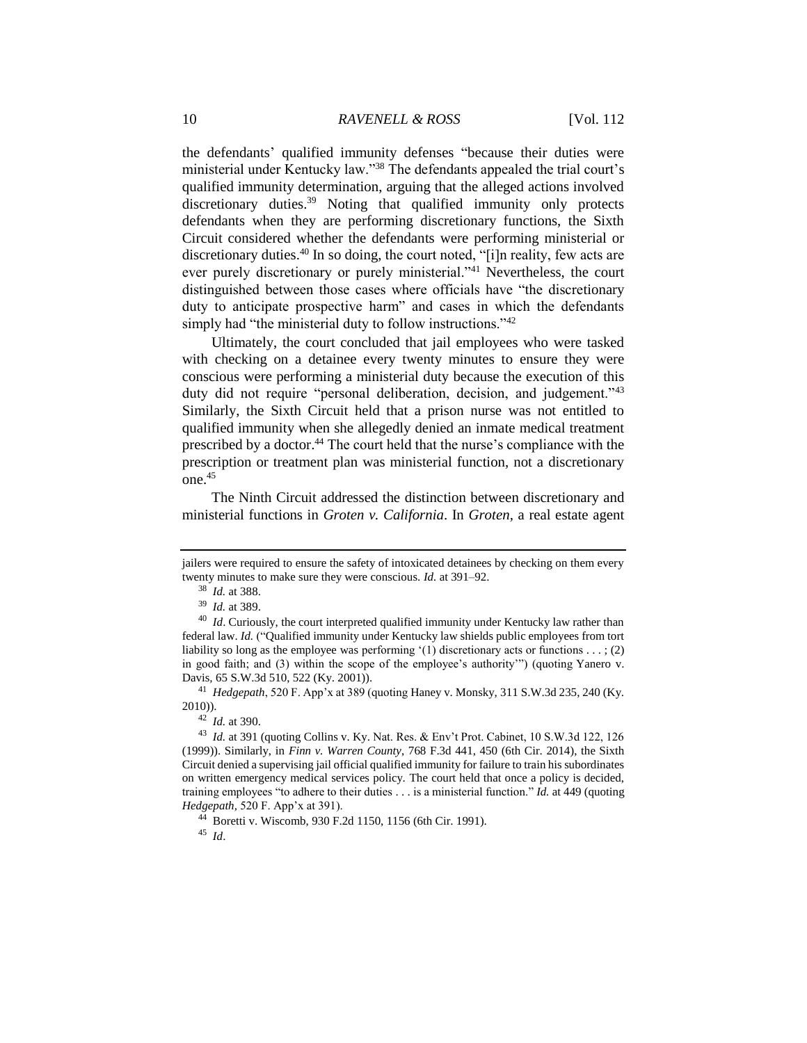the defendants' qualified immunity defenses "because their duties were ministerial under Kentucky law."[38] The defendants appealed the trial court's qualified immunity determination, arguing that the alleged actions involved discretionary duties.[39] Noting that qualified immunity only protects defendants when they are performing discretionary functions, the Sixth Circuit considered whether the defendants were performing ministerial or discretionary duties.[40] In so doing, the court noted, "[i]n reality, few acts are ever purely discretionary or purely ministerial."[41] Nevertheless, the court distinguished between those cases where officials have "the discretionary duty to anticipate prospective harm" and cases in which the defendants simply had "the ministerial duty to follow instructions."[42]

Ultimately, the court concluded that jail employees who were tasked with checking on a detainee every twenty minutes to ensure they were conscious were performing a ministerial duty because the execution of this duty did not require "personal deliberation, decision, and judgement."[43] Similarly, the Sixth Circuit held that a prison nurse was not entitled to qualified immunity when she allegedly denied an inmate medical treatment prescribed by a doctor.[44] The court held that the nurse's compliance with the prescription or treatment plan was ministerial function, not a discretionary one.[45]

The Ninth Circuit addressed the distinction between discretionary and ministerial functions in *Groten v. California*. In *Groten*, a real estate agent

---

jailers were required to ensure the safety of intoxicated detainees by checking on them every twenty minutes to make sure they were conscious. *Id.* at 391–92.

[38] *Id.* at 388.

[39] *Id.* at 389.

[40] *Id*. Curiously, the court interpreted qualified immunity under Kentucky law rather than federal law. *Id.* ("Qualified immunity under Kentucky law shields public employees from tort liability so long as the employee was performing '(1) discretionary acts or functions . . . ; (2) in good faith; and (3) within the scope of the employee's authority'") (quoting Yanero v. Davis, 65 S.W.3d 510, 522 (Ky. 2001)).

[41] *Hedgepath*, 520 F. App'x at 389 (quoting Haney v. Monsky, 311 S.W.3d 235, 240 (Ky. 2010)).

[42] *Id.* at 390.

[43] *Id.* at 391 (quoting Collins v. Ky. Nat. Res. & Env't Prot. Cabinet, 10 S.W.3d 122, 126 (1999)). Similarly, in *Finn v. Warren County*, 768 F.3d 441, 450 (6th Cir. 2014), the Sixth Circuit denied a supervising jail official qualified immunity for failure to train his subordinates on written emergency medical services policy. The court held that once a policy is decided, training employees "to adhere to their duties . . . is a ministerial function." *Id.* at 449 (quoting *Hedgepath*, 520 F. App'x at 391).

[44] Boretti v. Wiscomb, 930 F.2d 1150, 1156 (6th Cir. 1991).

[45] *Id*.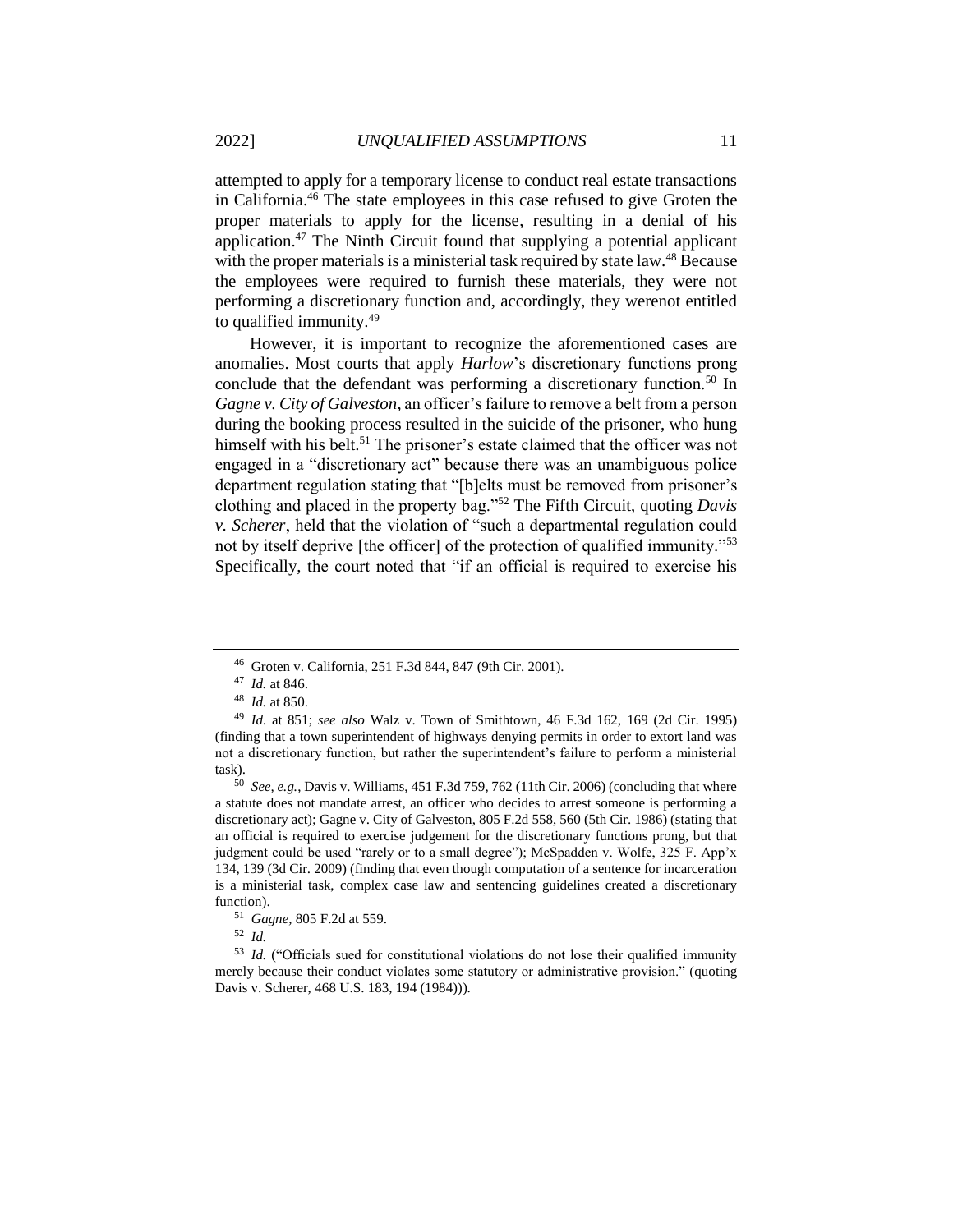attempted to apply for a temporary license to conduct real estate transactions in California.[46] The state employees in this case refused to give Groten the proper materials to apply for the license, resulting in a denial of his application.[47] The Ninth Circuit found that supplying a potential applicant with the proper materials is a ministerial task required by state law.[48] Because the employees were required to furnish these materials, they were not performing a discretionary function and, accordingly, they werenot entitled to qualified immunity.[49]

However, it is important to recognize the aforementioned cases are anomalies. Most courts that apply *Harlow*'s discretionary functions prong conclude that the defendant was performing a discretionary function.[50] In *Gagne v. City of Galveston*, an officer's failure to remove a belt from a person during the booking process resulted in the suicide of the prisoner, who hung himself with his belt.[51] The prisoner's estate claimed that the officer was not engaged in a "discretionary act" because there was an unambiguous police department regulation stating that "[b]elts must be removed from prisoner's clothing and placed in the property bag."[52] The Fifth Circuit, quoting *Davis v. Scherer*, held that the violation of "such a departmental regulation could not by itself deprive [the officer] of the protection of qualified immunity."[53] Specifically, the court noted that "if an official is required to exercise his

---

[46] Groten v. California, 251 F.3d 844, 847 (9th Cir. 2001).

[47] *Id.* at 846.

[48] *Id.* at 850.

[49] *Id.* at 851; *see also* Walz v. Town of Smithtown, 46 F.3d 162, 169 (2d Cir. 1995) (finding that a town superintendent of highways denying permits in order to extort land was not a discretionary function, but rather the superintendent's failure to perform a ministerial task).

[50] *See, e.g.*, Davis v. Williams, 451 F.3d 759, 762 (11th Cir. 2006) (concluding that where a statute does not mandate arrest, an officer who decides to arrest someone is performing a discretionary act); Gagne v. City of Galveston, 805 F.2d 558, 560 (5th Cir. 1986) (stating that an official is required to exercise judgement for the discretionary functions prong, but that judgment could be used "rarely or to a small degree"); McSpadden v. Wolfe, 325 F. App'x 134, 139 (3d Cir. 2009) (finding that even though computation of a sentence for incarceration is a ministerial task, complex case law and sentencing guidelines created a discretionary function).

[51] *Gagne*, 805 F.2d at 559.

[52] *Id.*

[53] *Id.* ("Officials sued for constitutional violations do not lose their qualified immunity merely because their conduct violates some statutory or administrative provision." (quoting Davis v. Scherer, 468 U.S. 183, 194 (1984))).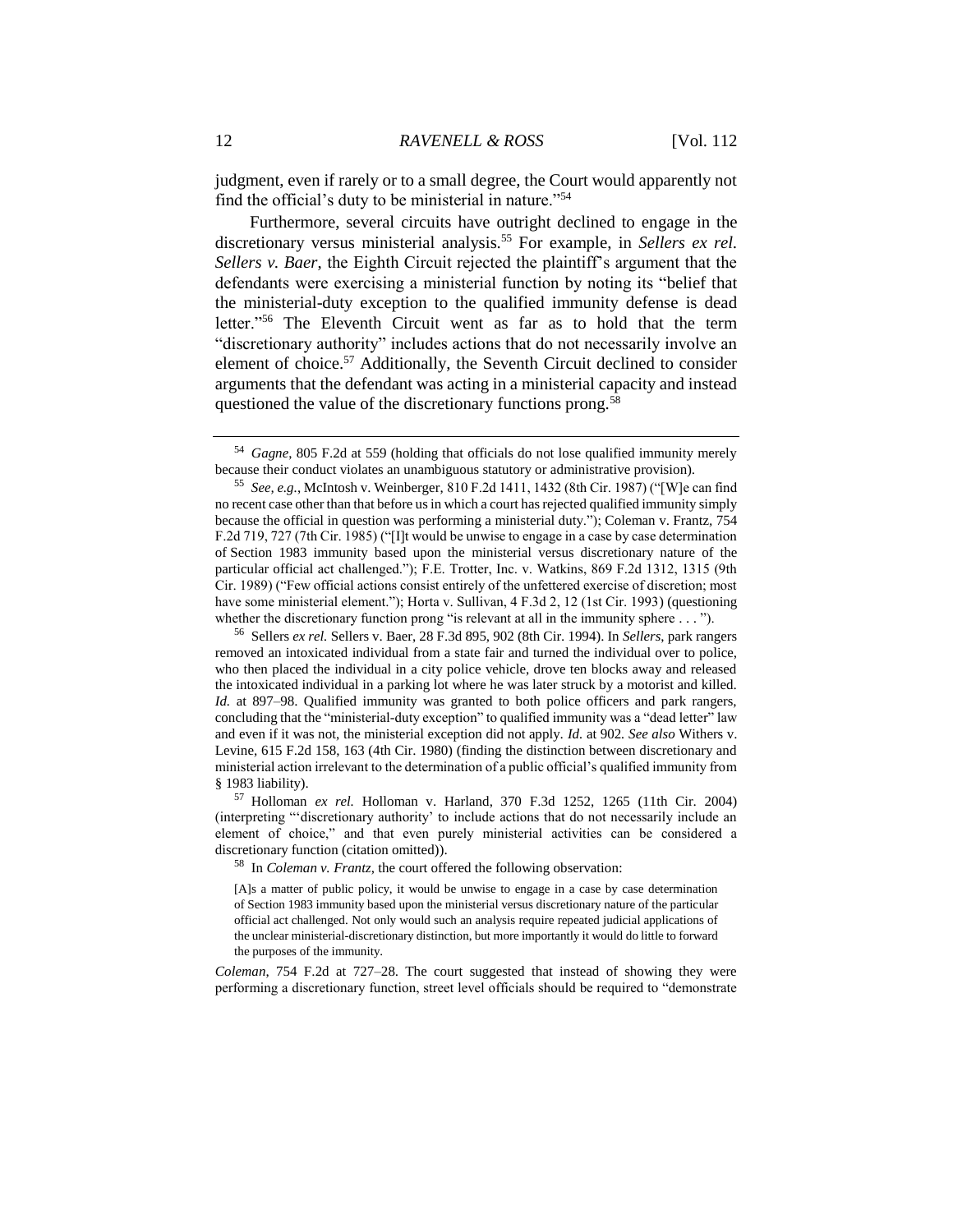judgment, even if rarely or to a small degree, the Court would apparently not find the official's duty to be ministerial in nature."[54]

Furthermore, several circuits have outright declined to engage in the discretionary versus ministerial analysis.[55] For example, in *Sellers ex rel. Sellers v. Baer*, the Eighth Circuit rejected the plaintiff's argument that the defendants were exercising a ministerial function by noting its "belief that the ministerial-duty exception to the qualified immunity defense is dead letter."[56] The Eleventh Circuit went as far as to hold that the term "discretionary authority" includes actions that do not necessarily involve an element of choice.[57] Additionally, the Seventh Circuit declined to consider arguments that the defendant was acting in a ministerial capacity and instead questioned the value of the discretionary functions prong.[58]

---

[54] *Gagne*, 805 F.2d at 559 (holding that officials do not lose qualified immunity merely because their conduct violates an unambiguous statutory or administrative provision).

[55] *See, e.g.*, McIntosh v. Weinberger, 810 F.2d 1411, 1432 (8th Cir. 1987) ("[W]e can find no recent case other than that before us in which a court has rejected qualified immunity simply because the official in question was performing a ministerial duty."); Coleman v. Frantz, 754 F.2d 719, 727 (7th Cir. 1985) ("[I]t would be unwise to engage in a case by case determination of Section 1983 immunity based upon the ministerial versus discretionary nature of the particular official act challenged."); F.E. Trotter, Inc. v. Watkins, 869 F.2d 1312, 1315 (9th Cir. 1989) ("Few official actions consist entirely of the unfettered exercise of discretion; most have some ministerial element."); Horta v. Sullivan, 4 F.3d 2, 12 (1st Cir. 1993) (questioning whether the discretionary function prong "is relevant at all in the immunity sphere . . . ").

[56] Sellers *ex rel.* Sellers v. Baer, 28 F.3d 895, 902 (8th Cir. 1994). In *Sellers*, park rangers removed an intoxicated individual from a state fair and turned the individual over to police, who then placed the individual in a city police vehicle, drove ten blocks away and released the intoxicated individual in a parking lot where he was later struck by a motorist and killed. *Id.* at 897–98. Qualified immunity was granted to both police officers and park rangers, concluding that the "ministerial-duty exception" to qualified immunity was a "dead letter" law and even if it was not, the ministerial exception did not apply. *Id.* at 902. *See also* Withers v. Levine, 615 F.2d 158, 163 (4th Cir. 1980) (finding the distinction between discretionary and ministerial action irrelevant to the determination of a public official's qualified immunity from § 1983 liability).

[57] Holloman *ex rel.* Holloman v. Harland, 370 F.3d 1252, 1265 (11th Cir. 2004) (interpreting "'discretionary authority' to include actions that do not necessarily include an element of choice," and that even purely ministerial activities can be considered a discretionary function (citation omitted)).

[58] In *Coleman v. Frantz*, the court offered the following observation:

> [A]s a matter of public policy, it would be unwise to engage in a case by case determination of Section 1983 immunity based upon the ministerial versus discretionary nature of the particular official act challenged. Not only would such an analysis require repeated judicial applications of the unclear ministerial-discretionary distinction, but more importantly it would do little to forward the purposes of the immunity.

*Coleman*, 754 F.2d at 727–28. The court suggested that instead of showing they were performing a discretionary function, street level officials should be required to "demonstrate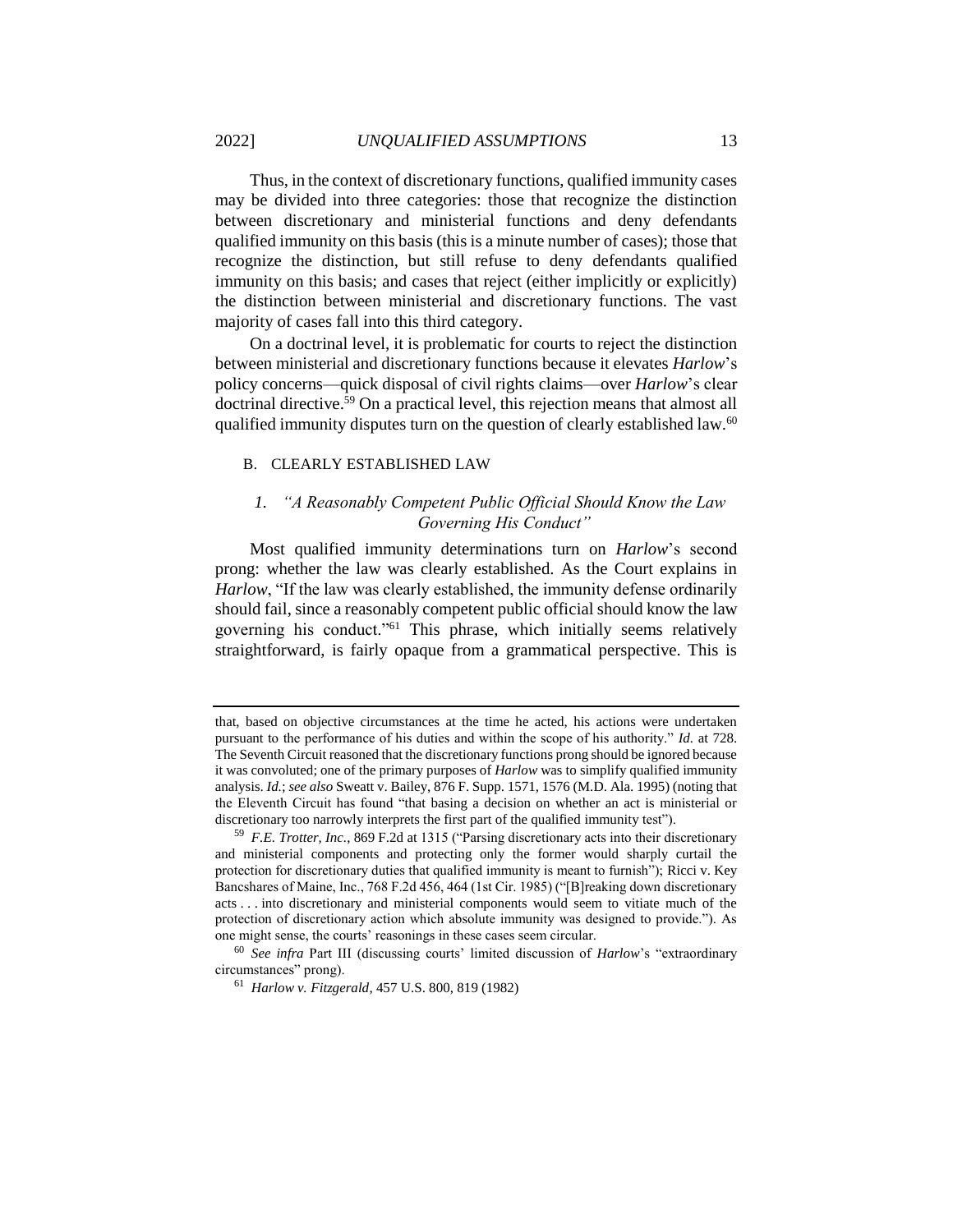Thus, in the context of discretionary functions, qualified immunity cases may be divided into three categories: those that recognize the distinction between discretionary and ministerial functions and deny defendants qualified immunity on this basis (this is a minute number of cases); those that recognize the distinction, but still refuse to deny defendants qualified immunity on this basis; and cases that reject (either implicitly or explicitly) the distinction between ministerial and discretionary functions. The vast majority of cases fall into this third category.

On a doctrinal level, it is problematic for courts to reject the distinction between ministerial and discretionary functions because it elevates *Harlow*'s policy concerns—quick disposal of civil rights claims—over *Harlow*'s clear doctrinal directive.[59] On a practical level, this rejection means that almost all qualified immunity disputes turn on the question of clearly established law.[60]

## B. CLEARLY ESTABLISHED LAW

### 1. *"A Reasonably Competent Public Official Should Know the Law Governing His Conduct"*

Most qualified immunity determinations turn on *Harlow*'s second prong: whether the law was clearly established. As the Court explains in *Harlow*, "If the law was clearly established, the immunity defense ordinarily should fail, since a reasonably competent public official should know the law governing his conduct."[61] This phrase, which initially seems relatively straightforward, is fairly opaque from a grammatical perspective. This is

---

that, based on objective circumstances at the time he acted, his actions were undertaken pursuant to the performance of his duties and within the scope of his authority." *Id.* at 728. The Seventh Circuit reasoned that the discretionary functions prong should be ignored because it was convoluted; one of the primary purposes of *Harlow* was to simplify qualified immunity analysis. *Id.*; *see also* Sweatt v. Bailey, 876 F. Supp. 1571, 1576 (M.D. Ala. 1995) (noting that the Eleventh Circuit has found "that basing a decision on whether an act is ministerial or discretionary too narrowly interprets the first part of the qualified immunity test").

[59] *F.E. Trotter, Inc.*, 869 F.2d at 1315 ("Parsing discretionary acts into their discretionary and ministerial components and protecting only the former would sharply curtail the protection for discretionary duties that qualified immunity is meant to furnish"); Ricci v. Key Bancshares of Maine, Inc., 768 F.2d 456, 464 (1st Cir. 1985) ("[B]reaking down discretionary acts . . . into discretionary and ministerial components would seem to vitiate much of the protection of discretionary action which absolute immunity was designed to provide."). As one might sense, the courts' reasonings in these cases seem circular.

[60] *See infra* Part III (discussing courts' limited discussion of *Harlow*'s "extraordinary circumstances" prong).

[61] *Harlow v. Fitzgerald*, 457 U.S. 800, 819 (1982)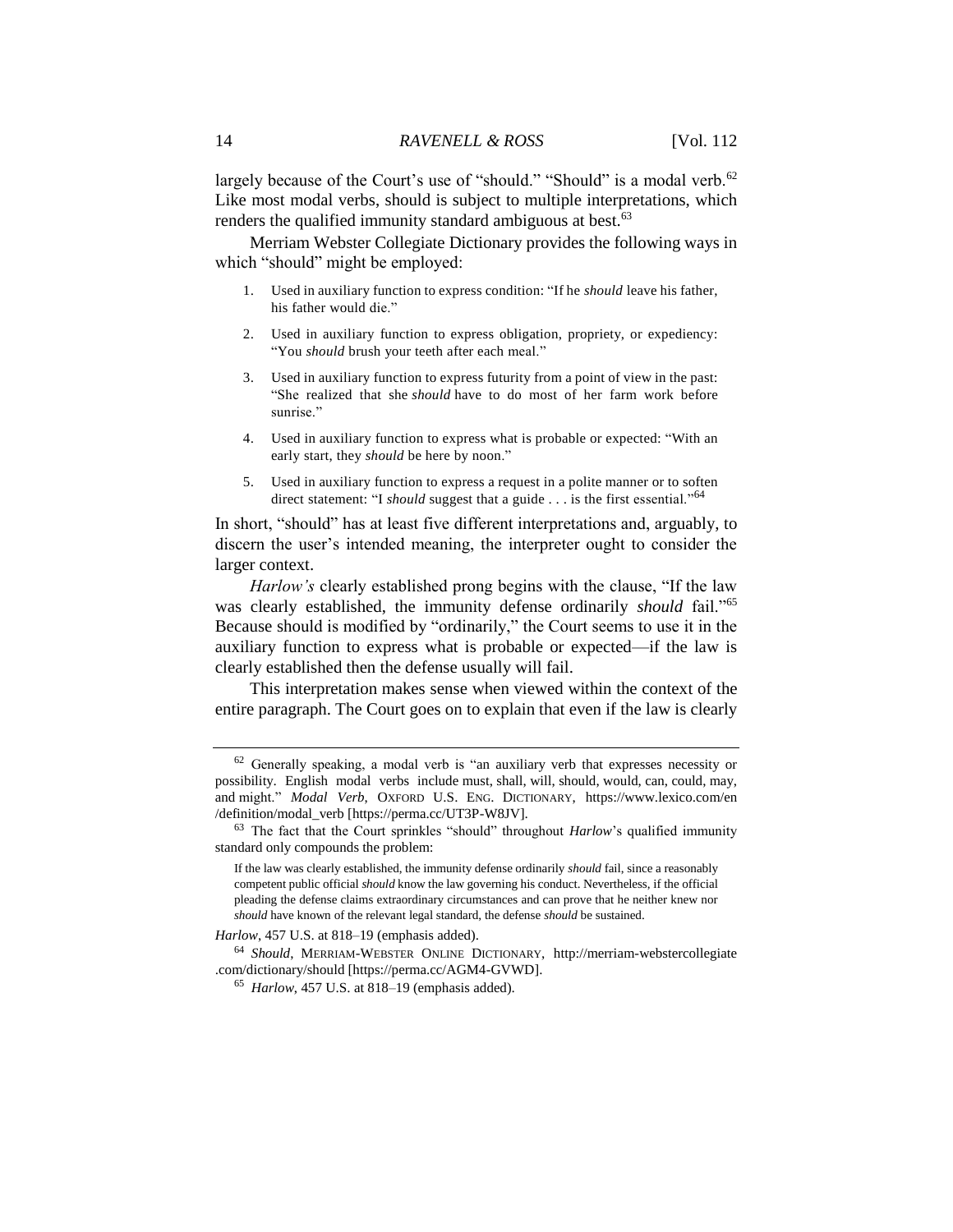largely because of the Court's use of "should." "Should" is a modal verb.[62] Like most modal verbs, should is subject to multiple interpretations, which renders the qualified immunity standard ambiguous at best.[63]

Merriam Webster Collegiate Dictionary provides the following ways in which "should" might be employed:

> 1. Used in auxiliary function to express condition: "If he *should* leave his father, his father would die."
> 2. Used in auxiliary function to express obligation, propriety, or expediency: "You *should* brush your teeth after each meal."
> 3. Used in auxiliary function to express futurity from a point of view in the past: "She realized that she *should* have to do most of her farm work before sunrise."
> 4. Used in auxiliary function to express what is probable or expected: "With an early start, they *should* be here by noon."
> 5. Used in auxiliary function to express a request in a polite manner or to soften direct statement: "I *should* suggest that a guide . . . is the first essential."[64]

In short, "should" has at least five different interpretations and, arguably, to discern the user's intended meaning, the interpreter ought to consider the larger context.

*Harlow's* clearly established prong begins with the clause, "If the law was clearly established, the immunity defense ordinarily *should* fail."[65] Because should is modified by "ordinarily," the Court seems to use it in the auxiliary function to express what is probable or expected—if the law is clearly established then the defense usually will fail.

This interpretation makes sense when viewed within the context of the entire paragraph. The Court goes on to explain that even if the law is clearly

---

[62] Generally speaking, a modal verb is "an auxiliary verb that expresses necessity or possibility. English modal verbs include must, shall, will, should, would, can, could, may, and might." *Modal Verb*, OXFORD U.S. ENG. DICTIONARY, https://www.lexico.com/en/definition/modal_verb [https://perma.cc/UT3P-W8JV].

[63] The fact that the Court sprinkles "should" throughout *Harlow*'s qualified immunity standard only compounds the problem:

> If the law was clearly established, the immunity defense ordinarily *should* fail, since a reasonably competent public official *should* know the law governing his conduct. Nevertheless, if the official pleading the defense claims extraordinary circumstances and can prove that he neither knew nor *should* have known of the relevant legal standard, the defense *should* be sustained.

*Harlow*, 457 U.S. at 818–19 (emphasis added).

[64] *Should*, MERRIAM-WEBSTER ONLINE DICTIONARY, http://merriam-webstercollegiate.com/dictionary/should [https://perma.cc/AGM4-GVWD].

[65] *Harlow*, 457 U.S. at 818–19 (emphasis added).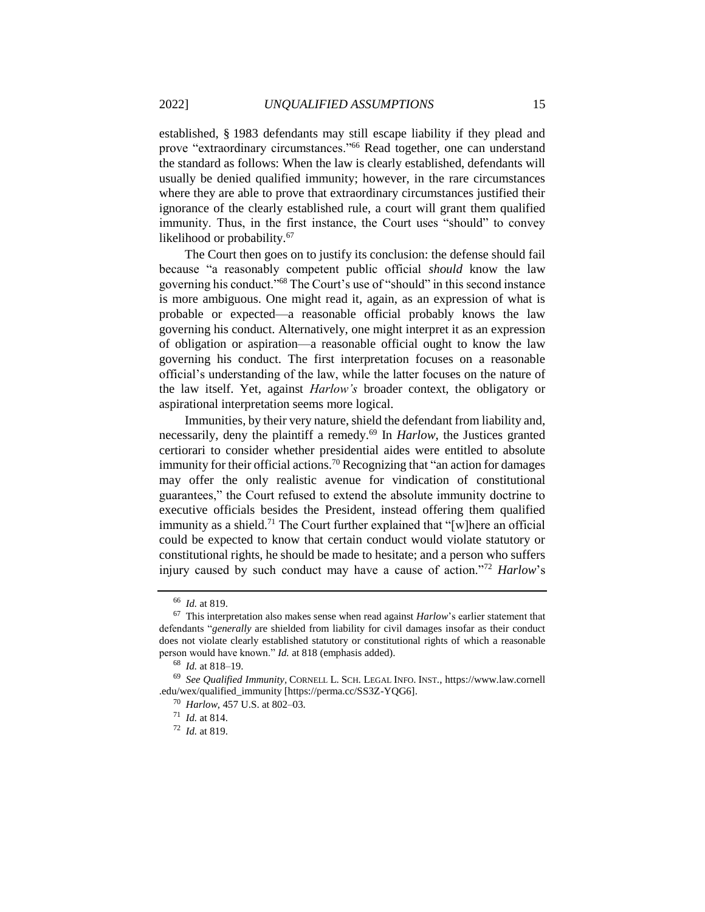established, § 1983 defendants may still escape liability if they plead and prove "extraordinary circumstances."[66] Read together, one can understand the standard as follows: When the law is clearly established, defendants will usually be denied qualified immunity; however, in the rare circumstances where they are able to prove that extraordinary circumstances justified their ignorance of the clearly established rule, a court will grant them qualified immunity. Thus, in the first instance, the Court uses "should" to convey likelihood or probability.[67]

The Court then goes on to justify its conclusion: the defense should fail because "a reasonably competent public official *should* know the law governing his conduct."[68] The Court's use of "should" in this second instance is more ambiguous. One might read it, again, as an expression of what is probable or expected—a reasonable official probably knows the law governing his conduct. Alternatively, one might interpret it as an expression of obligation or aspiration—a reasonable official ought to know the law governing his conduct. The first interpretation focuses on a reasonable official's understanding of the law, while the latter focuses on the nature of the law itself. Yet, against *Harlow's* broader context, the obligatory or aspirational interpretation seems more logical.

Immunities, by their very nature, shield the defendant from liability and, necessarily, deny the plaintiff a remedy.[69] In *Harlow*, the Justices granted certiorari to consider whether presidential aides were entitled to absolute immunity for their official actions.[70] Recognizing that "an action for damages may offer the only realistic avenue for vindication of constitutional guarantees," the Court refused to extend the absolute immunity doctrine to executive officials besides the President, instead offering them qualified immunity as a shield.[71] The Court further explained that "[w]here an official could be expected to know that certain conduct would violate statutory or constitutional rights, he should be made to hesitate; and a person who suffers injury caused by such conduct may have a cause of action."[72] *Harlow*'s

---

[66] *Id.* at 819.

[67] This interpretation also makes sense when read against *Harlow*'s earlier statement that defendants "*generally* are shielded from liability for civil damages insofar as their conduct does not violate clearly established statutory or constitutional rights of which a reasonable person would have known." *Id.* at 818 (emphasis added).

[68] *Id.* at 818–19.

[69] *See Qualified Immunity*, CORNELL L. SCH. LEGAL INFO. INST., https://www.law.cornell.edu/wex/qualified_immunity [https://perma.cc/SS3Z-YQG6].

[70] *Harlow*, 457 U.S. at 802–03.

[71] *Id.* at 814.

[72] *Id.* at 819.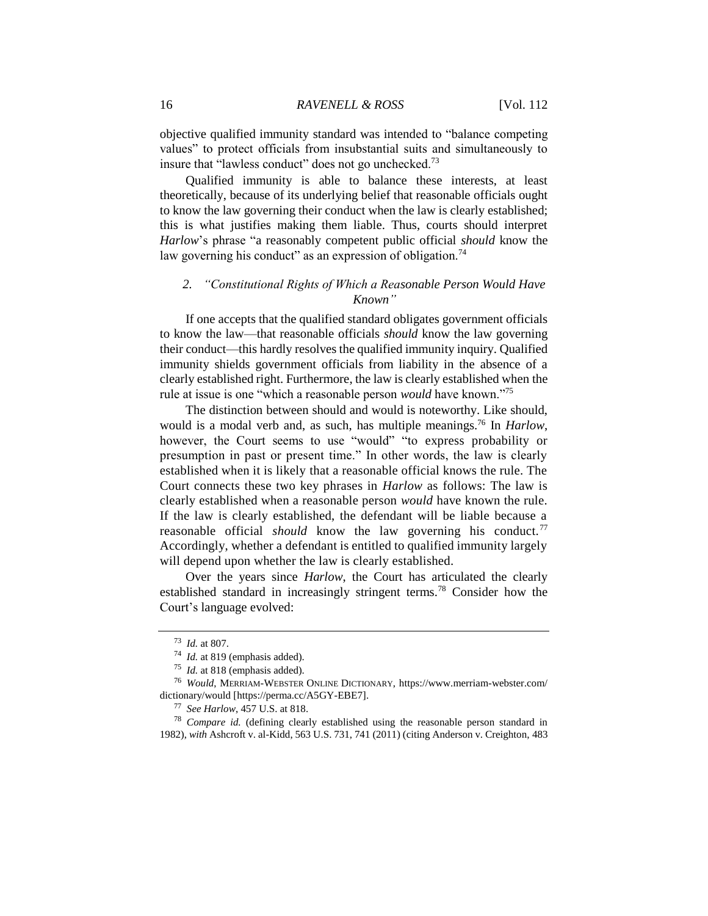objective qualified immunity standard was intended to "balance competing values" to protect officials from insubstantial suits and simultaneously to insure that "lawless conduct" does not go unchecked.[73]

Qualified immunity is able to balance these interests, at least theoretically, because of its underlying belief that reasonable officials ought to know the law governing their conduct when the law is clearly established; this is what justifies making them liable. Thus, courts should interpret *Harlow*'s phrase "a reasonably competent public official *should* know the law governing his conduct" as an expression of obligation.[74]

### 2. *"Constitutional Rights of Which a Reasonable Person Would Have Known"*

If one accepts that the qualified standard obligates government officials to know the law—that reasonable officials *should* know the law governing their conduct—this hardly resolves the qualified immunity inquiry. Qualified immunity shields government officials from liability in the absence of a clearly established right. Furthermore, the law is clearly established when the rule at issue is one "which a reasonable person *would* have known."[75]

The distinction between should and would is noteworthy. Like should, would is a modal verb and, as such, has multiple meanings.[76] In *Harlow*, however, the Court seems to use "would" "to express probability or presumption in past or present time." In other words, the law is clearly established when it is likely that a reasonable official knows the rule. The Court connects these two key phrases in *Harlow* as follows: The law is clearly established when a reasonable person *would* have known the rule. If the law is clearly established, the defendant will be liable because a reasonable official *should* know the law governing his conduct.[77] Accordingly, whether a defendant is entitled to qualified immunity largely will depend upon whether the law is clearly established.

Over the years since *Harlow*, the Court has articulated the clearly established standard in increasingly stringent terms.[78] Consider how the Court's language evolved:

---

[73] *Id.* at 807.

[74] *Id.* at 819 (emphasis added).

[75] *Id.* at 818 (emphasis added).

[76] *Would*, MERRIAM-WEBSTER ONLINE DICTIONARY, https://www.merriam-webster.com/dictionary/would [https://perma.cc/A5GY-EBE7].

[77] *See Harlow*, 457 U.S. at 818.

[78] *Compare id.* (defining clearly established using the reasonable person standard in 1982), *with* Ashcroft v. al-Kidd, 563 U.S. 731, 741 (2011) (citing Anderson v. Creighton, 483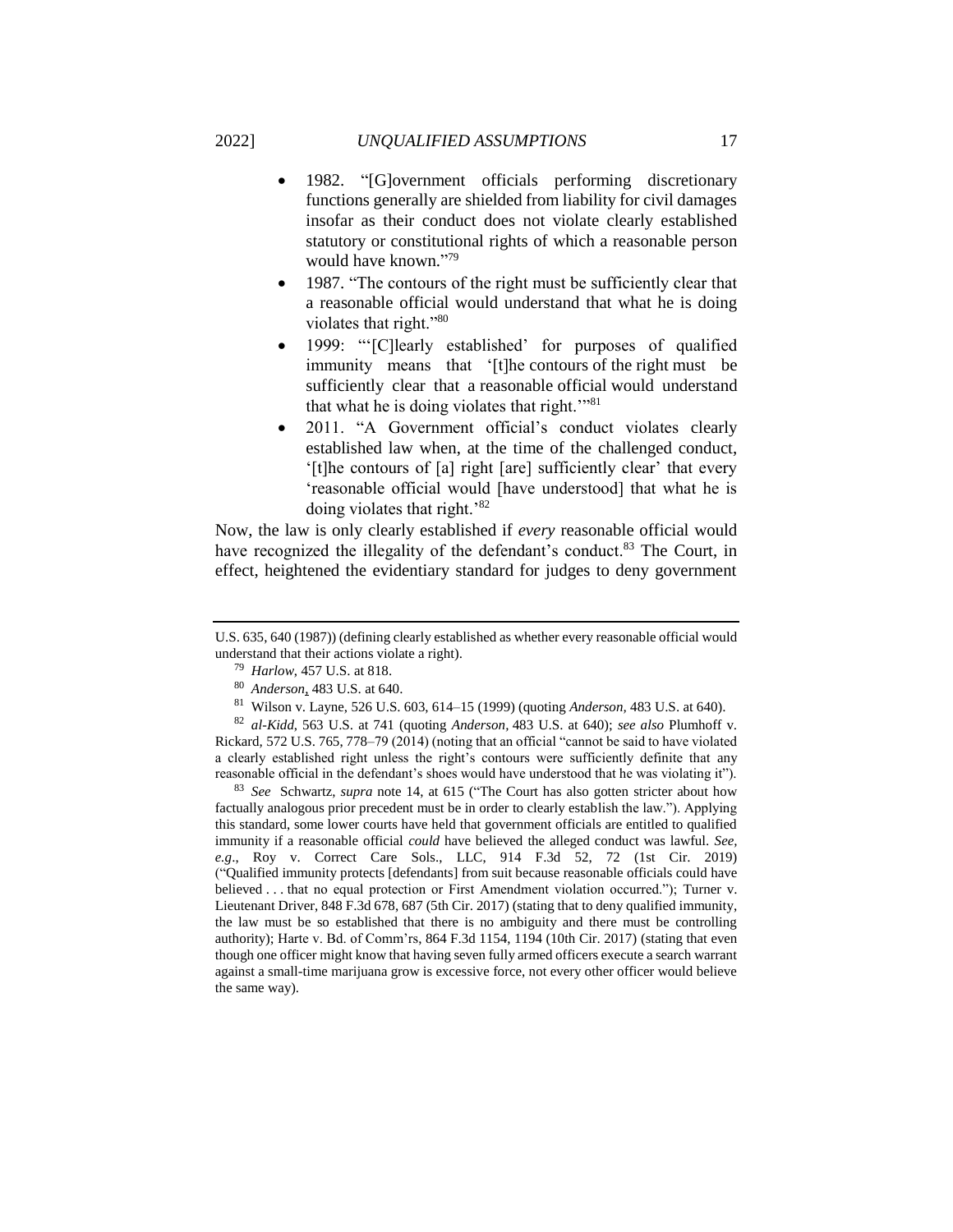- 1982. "[G]overnment officials performing discretionary functions generally are shielded from liability for civil damages insofar as their conduct does not violate clearly established statutory or constitutional rights of which a reasonable person would have known."[79]
- 1987. "The contours of the right must be sufficiently clear that a reasonable official would understand that what he is doing violates that right."[80]
- 1999: "'[C]learly established' for purposes of qualified immunity means that '[t]he contours of the right must be sufficiently clear that a reasonable official would understand that what he is doing violates that right.'"[81]
- 2011. "A Government official's conduct violates clearly established law when, at the time of the challenged conduct, '[t]he contours of [a] right [are] sufficiently clear' that every 'reasonable official would [have understood] that what he is doing violates that right.'[82]

Now, the law is only clearly established if *every* reasonable official would have recognized the illegality of the defendant's conduct.[83] The Court, in effect, heightened the evidentiary standard for judges to deny government

---

U.S. 635, 640 (1987)) (defining clearly established as whether every reasonable official would understand that their actions violate a right).

[79] *Harlow*, 457 U.S. at 818.

[80] *Anderson*, 483 U.S. at 640.

[81] Wilson v. Layne, 526 U.S. 603, 614–15 (1999) (quoting *Anderson*, 483 U.S. at 640).

[82] *al-Kidd*, 563 U.S. at 741 (quoting *Anderson*, 483 U.S. at 640); *see also* Plumhoff v. Rickard, 572 U.S. 765, 778–79 (2014) (noting that an official "cannot be said to have violated a clearly established right unless the right's contours were sufficiently definite that any reasonable official in the defendant's shoes would have understood that he was violating it").

[83] *See* Schwartz, *supra* note 14, at 615 ("The Court has also gotten stricter about how factually analogous prior precedent must be in order to clearly establish the law."). Applying this standard, some lower courts have held that government officials are entitled to qualified immunity if a reasonable official *could* have believed the alleged conduct was lawful. *See, e.g.*, Roy v. Correct Care Sols., LLC, 914 F.3d 52, 72 (1st Cir. 2019) ("Qualified immunity protects [defendants] from suit because reasonable officials could have believed . . . that no equal protection or First Amendment violation occurred."); Turner v. Lieutenant Driver, 848 F.3d 678, 687 (5th Cir. 2017) (stating that to deny qualified immunity, the law must be so established that there is no ambiguity and there must be controlling authority); Harte v. Bd. of Comm'rs, 864 F.3d 1154, 1194 (10th Cir. 2017) (stating that even though one officer might know that having seven fully armed officers execute a search warrant against a small-time marijuana grow is excessive force, not every other officer would believe the same way).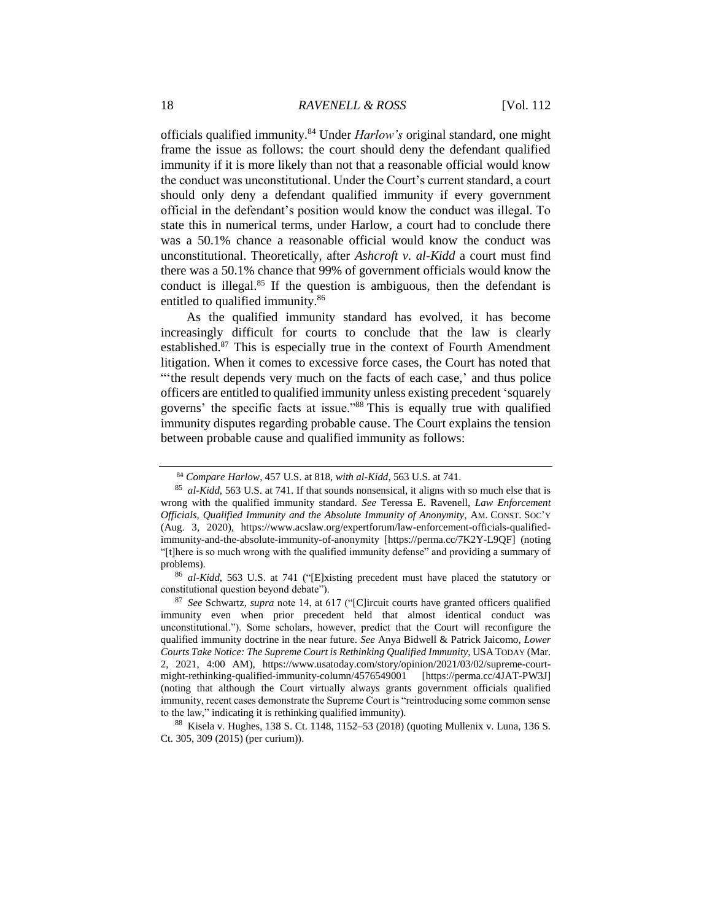officials qualified immunity.[84] Under *Harlow's* original standard, one might frame the issue as follows: the court should deny the defendant qualified immunity if it is more likely than not that a reasonable official would know the conduct was unconstitutional. Under the Court's current standard, a court should only deny a defendant qualified immunity if every government official in the defendant's position would know the conduct was illegal. To state this in numerical terms, under Harlow, a court had to conclude there was a 50.1% chance a reasonable official would know the conduct was unconstitutional. Theoretically, after *Ashcroft v. al-Kidd* a court must find there was a 50.1% chance that 99% of government officials would know the conduct is illegal.[85] If the question is ambiguous, then the defendant is entitled to qualified immunity.[86]

As the qualified immunity standard has evolved, it has become increasingly difficult for courts to conclude that the law is clearly established.[87] This is especially true in the context of Fourth Amendment litigation. When it comes to excessive force cases, the Court has noted that "'the result depends very much on the facts of each case,' and thus police officers are entitled to qualified immunity unless existing precedent 'squarely governs' the specific facts at issue."[88] This is equally true with qualified immunity disputes regarding probable cause. The Court explains the tension between probable cause and qualified immunity as follows:

---

[84] *Compare Harlow*, 457 U.S. at 818, *with al-Kidd*, 563 U.S. at 741.

[85] *al-Kidd*, 563 U.S. at 741. If that sounds nonsensical, it aligns with so much else that is wrong with the qualified immunity standard. *See* Teressa E. Ravenell, *Law Enforcement Officials, Qualified Immunity and the Absolute Immunity of Anonymity*, AM. CONST. SOC'Y (Aug. 3, 2020), https://www.acslaw.org/expertforum/law-enforcement-officials-qualified-immunity-and-the-absolute-immunity-of-anonymity [https://perma.cc/7K2Y-L9QF] (noting "[t]here is so much wrong with the qualified immunity defense" and providing a summary of problems).

[86] *al-Kidd*, 563 U.S. at 741 ("[E]xisting precedent must have placed the statutory or constitutional question beyond debate").

[87] *See* Schwartz, *supra* note 14, at 617 ("[C]ircuit courts have granted officers qualified immunity even when prior precedent held that almost identical conduct was unconstitutional."). Some scholars, however, predict that the Court will reconfigure the qualified immunity doctrine in the near future. *See* Anya Bidwell & Patrick Jaicomo, *Lower Courts Take Notice: The Supreme Court is Rethinking Qualified Immunity*, USA TODAY (Mar. 2, 2021, 4:00 AM), https://www.usatoday.com/story/opinion/2021/03/02/supreme-court-might-rethinking-qualified-immunity-column/4576549001 [https://perma.cc/4JAT-PW3J] (noting that although the Court virtually always grants government officials qualified immunity, recent cases demonstrate the Supreme Court is "reintroducing some common sense to the law," indicating it is rethinking qualified immunity).

[88] Kisela v. Hughes, 138 S. Ct. 1148, 1152–53 (2018) (quoting Mullenix v. Luna, 136 S. Ct. 305, 309 (2015) (per curium)).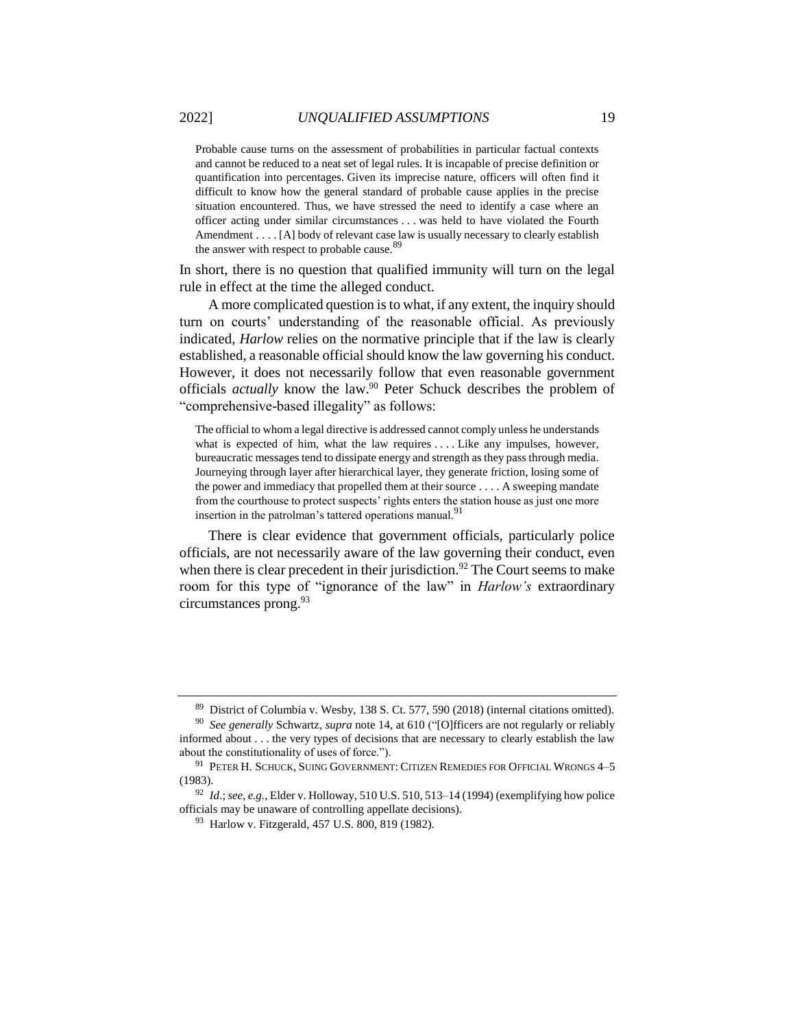> Probable cause turns on the assessment of probabilities in particular factual contexts and cannot be reduced to a neat set of legal rules. It is incapable of precise definition or quantification into percentages. Given its imprecise nature, officers will often find it difficult to know how the general standard of probable cause applies in the precise situation encountered. Thus, we have stressed the need to identify a case where an officer acting under similar circumstances . . . was held to have violated the Fourth Amendment . . . . [A] body of relevant case law is usually necessary to clearly establish the answer with respect to probable cause.[89]

In short, there is no question that qualified immunity will turn on the legal rule in effect at the time the alleged conduct.

A more complicated question is to what, if any extent, the inquiry should turn on courts' understanding of the reasonable official. As previously indicated, *Harlow* relies on the normative principle that if the law is clearly established, a reasonable official should know the law governing his conduct. However, it does not necessarily follow that even reasonable government officials *actually* know the law.[90] Peter Schuck describes the problem of "comprehensive-based illegality" as follows:

> The official to whom a legal directive is addressed cannot comply unless he understands what is expected of him, what the law requires . . . . Like any impulses, however, bureaucratic messages tend to dissipate energy and strength as they pass through media. Journeying through layer after hierarchical layer, they generate friction, losing some of the power and immediacy that propelled them at their source . . . . A sweeping mandate from the courthouse to protect suspects' rights enters the station house as just one more insertion in the patrolman's tattered operations manual.[91]

There is clear evidence that government officials, particularly police officials, are not necessarily aware of the law governing their conduct, even when there is clear precedent in their jurisdiction.[92] The Court seems to make room for this type of "ignorance of the law" in *Harlow's* extraordinary circumstances prong.[93]

---

[89] District of Columbia v. Wesby, 138 S. Ct. 577, 590 (2018) (internal citations omitted).

[90] *See generally* Schwartz, *supra* note 14, at 610 ("[O]fficers are not regularly or reliably informed about . . . the very types of decisions that are necessary to clearly establish the law about the constitutionality of uses of force.").

[91] PETER H. SCHUCK, SUING GOVERNMENT: CITIZEN REMEDIES FOR OFFICIAL WRONGS 4–5 (1983).

[92] *Id*.; *see, e.g.*, Elder v. Holloway, 510 U.S. 510, 513–14 (1994) (exemplifying how police officials may be unaware of controlling appellate decisions).

[93] Harlow v. Fitzgerald, 457 U.S. 800, 819 (1982).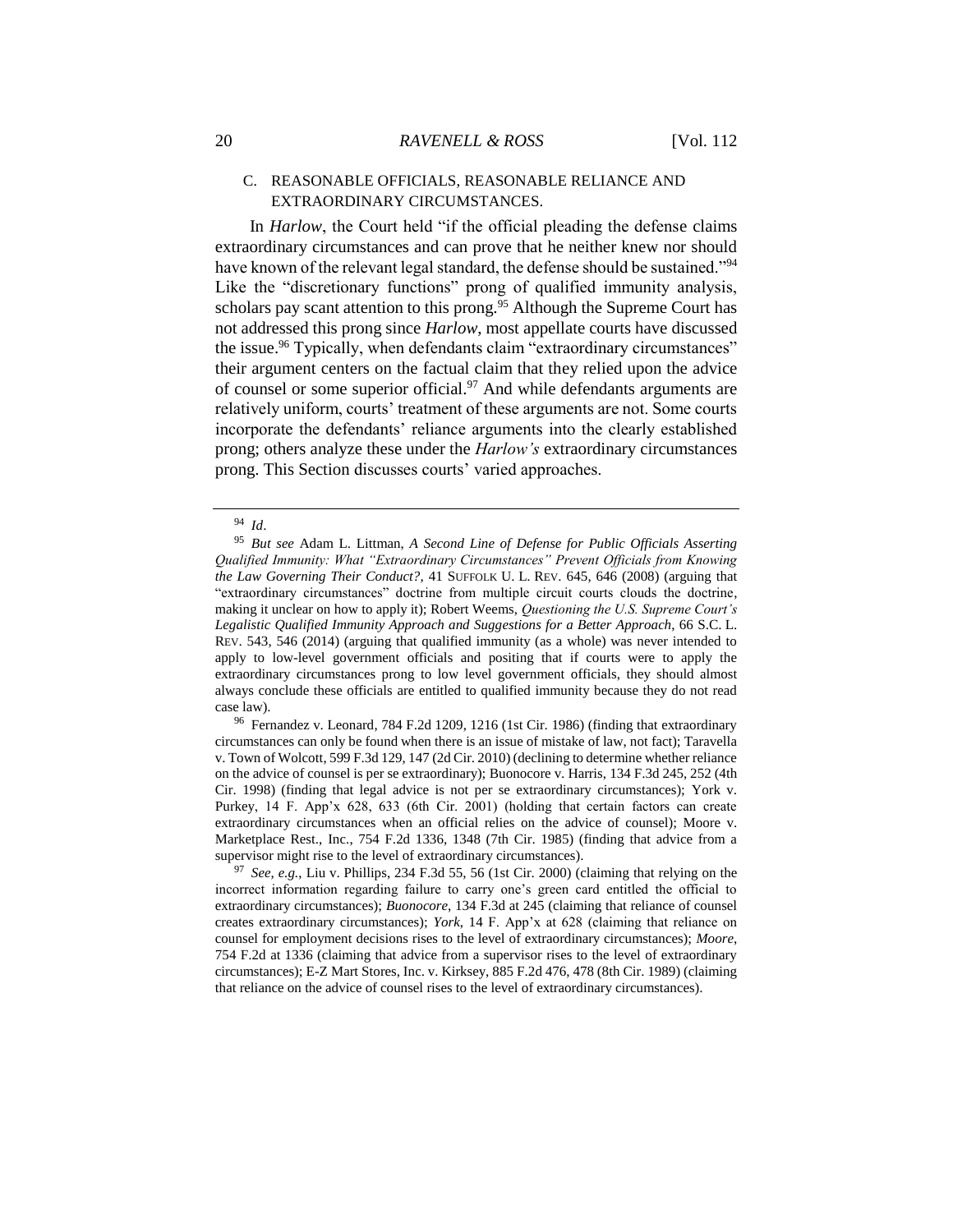### C. REASONABLE OFFICIALS, REASONABLE RELIANCE AND EXTRAORDINARY CIRCUMSTANCES.

In *Harlow*, the Court held "if the official pleading the defense claims extraordinary circumstances and can prove that he neither knew nor should have known of the relevant legal standard, the defense should be sustained."[94] Like the "discretionary functions" prong of qualified immunity analysis, scholars pay scant attention to this prong.[95] Although the Supreme Court has not addressed this prong since *Harlow*, most appellate courts have discussed the issue.[96] Typically, when defendants claim "extraordinary circumstances" their argument centers on the factual claim that they relied upon the advice of counsel or some superior official.[97] And while defendants arguments are relatively uniform, courts' treatment of these arguments are not. Some courts incorporate the defendants' reliance arguments into the clearly established prong; others analyze these under the *Harlow's* extraordinary circumstances prong. This Section discusses courts' varied approaches.

---

[94] *Id*.

[95] *But see* Adam L. Littman, *A Second Line of Defense for Public Officials Asserting Qualified Immunity: What "Extraordinary Circumstances" Prevent Officials from Knowing the Law Governing Their Conduct?*, 41 SUFFOLK U. L. REV. 645, 646 (2008) (arguing that "extraordinary circumstances" doctrine from multiple circuit courts clouds the doctrine, making it unclear on how to apply it); Robert Weems, *Questioning the U.S. Supreme Court's Legalistic Qualified Immunity Approach and Suggestions for a Better Approach*, 66 S.C. L. REV. 543, 546 (2014) (arguing that qualified immunity (as a whole) was never intended to apply to low-level government officials and positing that if courts were to apply the extraordinary circumstances prong to low level government officials, they should almost always conclude these officials are entitled to qualified immunity because they do not read case law).

[96] Fernandez v. Leonard, 784 F.2d 1209, 1216 (1st Cir. 1986) (finding that extraordinary circumstances can only be found when there is an issue of mistake of law, not fact); Taravella v. Town of Wolcott, 599 F.3d 129, 147 (2d Cir. 2010) (declining to determine whether reliance on the advice of counsel is per se extraordinary); Buonocore v. Harris, 134 F.3d 245, 252 (4th Cir. 1998) (finding that legal advice is not per se extraordinary circumstances); York v. Purkey, 14 F. App'x 628, 633 (6th Cir. 2001) (holding that certain factors can create extraordinary circumstances when an official relies on the advice of counsel); Moore v. Marketplace Rest., Inc., 754 F.2d 1336, 1348 (7th Cir. 1985) (finding that advice from a supervisor might rise to the level of extraordinary circumstances).

[97] *See, e.g.*, Liu v. Phillips, 234 F.3d 55, 56 (1st Cir. 2000) (claiming that relying on the incorrect information regarding failure to carry one's green card entitled the official to extraordinary circumstances); *Buonocore*, 134 F.3d at 245 (claiming that reliance of counsel creates extraordinary circumstances); *York*, 14 F. App'x at 628 (claiming that reliance on counsel for employment decisions rises to the level of extraordinary circumstances); *Moore*, 754 F.2d at 1336 (claiming that advice from a supervisor rises to the level of extraordinary circumstances); E-Z Mart Stores, Inc. v. Kirksey, 885 F.2d 476, 478 (8th Cir. 1989) (claiming that reliance on the advice of counsel rises to the level of extraordinary circumstances).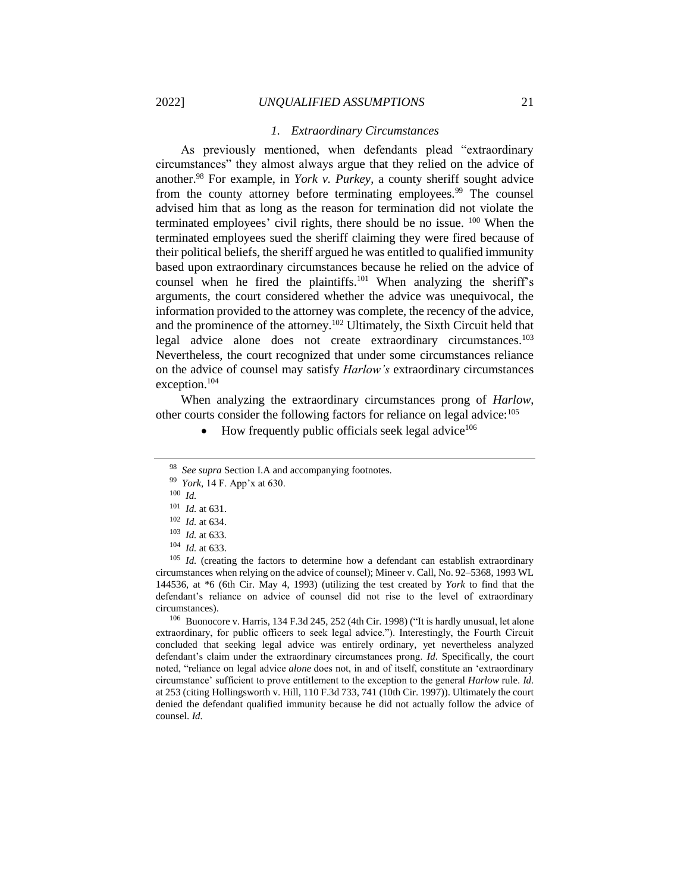### 1. *Extraordinary Circumstances*

As previously mentioned, when defendants plead "extraordinary circumstances" they almost always argue that they relied on the advice of another.[98] For example, in *York v. Purkey*, a county sheriff sought advice from the county attorney before terminating employees.[99] The counsel advised him that as long as the reason for termination did not violate the terminated employees' civil rights, there should be no issue.[100] When the terminated employees sued the sheriff claiming they were fired because of their political beliefs, the sheriff argued he was entitled to qualified immunity based upon extraordinary circumstances because he relied on the advice of counsel when he fired the plaintiffs.[101] When analyzing the sheriff's arguments, the court considered whether the advice was unequivocal, the information provided to the attorney was complete, the recency of the advice, and the prominence of the attorney.[102] Ultimately, the Sixth Circuit held that legal advice alone does not create extraordinary circumstances.[103] Nevertheless, the court recognized that under some circumstances reliance on the advice of counsel may satisfy *Harlow's* extraordinary circumstances exception.[104]

When analyzing the extraordinary circumstances prong of *Harlow*, other courts consider the following factors for reliance on legal advice:[105]

- How frequently public officials seek legal advice[106]

---

[98] *See supra* Section I.A and accompanying footnotes.

[99] *York*, 14 F. App'x at 630.

[100] *Id.*

[101] *Id.* at 631.

[102] *Id.* at 634.

[103] *Id.* at 633.

[104] *Id.* at 633.

[105] *Id.* (creating the factors to determine how a defendant can establish extraordinary circumstances when relying on the advice of counsel); Mineer v. Call, No. 92–5368, 1993 WL 144536, at *6 (6th Cir. May 4, 1993) (utilizing the test created by *York* to find that the defendant's reliance on advice of counsel did not rise to the level of extraordinary circumstances).

[106] Buonocore v. Harris, 134 F.3d 245, 252 (4th Cir. 1998) ("It is hardly unusual, let alone extraordinary, for public officers to seek legal advice."). Interestingly, the Fourth Circuit concluded that seeking legal advice was entirely ordinary, yet nevertheless analyzed defendant's claim under the extraordinary circumstances prong. *Id.* Specifically, the court noted, "reliance on legal advice *alone* does not, in and of itself, constitute an 'extraordinary circumstance' sufficient to prove entitlement to the exception to the general *Harlow* rule. *Id.* at 253 (citing Hollingsworth v. Hill, 110 F.3d 733, 741 (10th Cir. 1997)). Ultimately the court denied the defendant qualified immunity because he did not actually follow the advice of counsel. *Id.*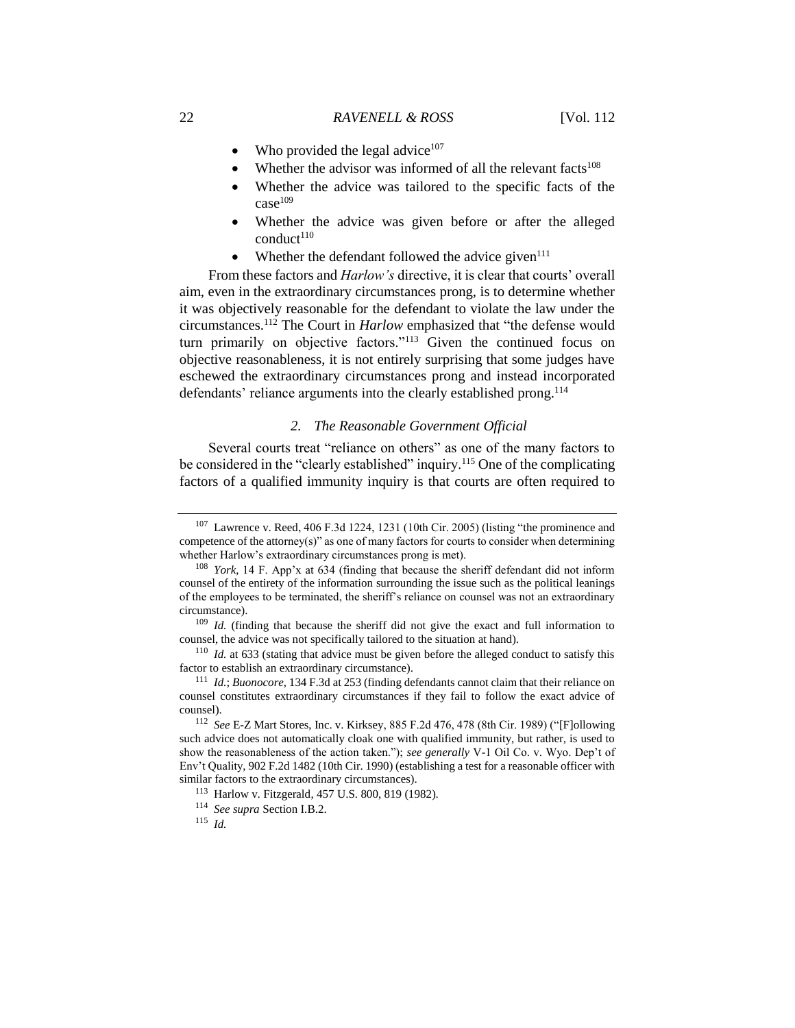- Who provided the legal advice[107]
- Whether the advisor was informed of all the relevant facts[108]
- Whether the advice was tailored to the specific facts of the case[109]
- Whether the advice was given before or after the alleged conduct[110]
- Whether the defendant followed the advice given[111]

From these factors and *Harlow's* directive, it is clear that courts' overall aim, even in the extraordinary circumstances prong, is to determine whether it was objectively reasonable for the defendant to violate the law under the circumstances.[112] The Court in *Harlow* emphasized that "the defense would turn primarily on objective factors."[113] Given the continued focus on objective reasonableness, it is not entirely surprising that some judges have eschewed the extraordinary circumstances prong and instead incorporated defendants' reliance arguments into the clearly established prong.[114]

### *2. The Reasonable Government Official*

Several courts treat "reliance on others" as one of the many factors to be considered in the "clearly established" inquiry.[115] One of the complicating factors of a qualified immunity inquiry is that courts are often required to

---

[107] Lawrence v. Reed, 406 F.3d 1224, 1231 (10th Cir. 2005) (listing "the prominence and competence of the attorney(s)" as one of many factors for courts to consider when determining whether Harlow's extraordinary circumstances prong is met).

[108] *York*, 14 F. App'x at 634 (finding that because the sheriff defendant did not inform counsel of the entirety of the information surrounding the issue such as the political leanings of the employees to be terminated, the sheriff's reliance on counsel was not an extraordinary circumstance).

[109] *Id.* (finding that because the sheriff did not give the exact and full information to counsel, the advice was not specifically tailored to the situation at hand).

[110] *Id.* at 633 (stating that advice must be given before the alleged conduct to satisfy this factor to establish an extraordinary circumstance).

[111] *Id.*; *Buonocore*, 134 F.3d at 253 (finding defendants cannot claim that their reliance on counsel constitutes extraordinary circumstances if they fail to follow the exact advice of counsel).

[112] *See* E-Z Mart Stores, Inc. v. Kirksey, 885 F.2d 476, 478 (8th Cir. 1989) ("[F]ollowing such advice does not automatically cloak one with qualified immunity, but rather, is used to show the reasonableness of the action taken."); *see generally* V-1 Oil Co. v. Wyo. Dep't of Env't Quality, 902 F.2d 1482 (10th Cir. 1990) (establishing a test for a reasonable officer with similar factors to the extraordinary circumstances).

[113] Harlow v. Fitzgerald, 457 U.S. 800, 819 (1982).

[114] *See supra* Section I.B.2.

[115] *Id.*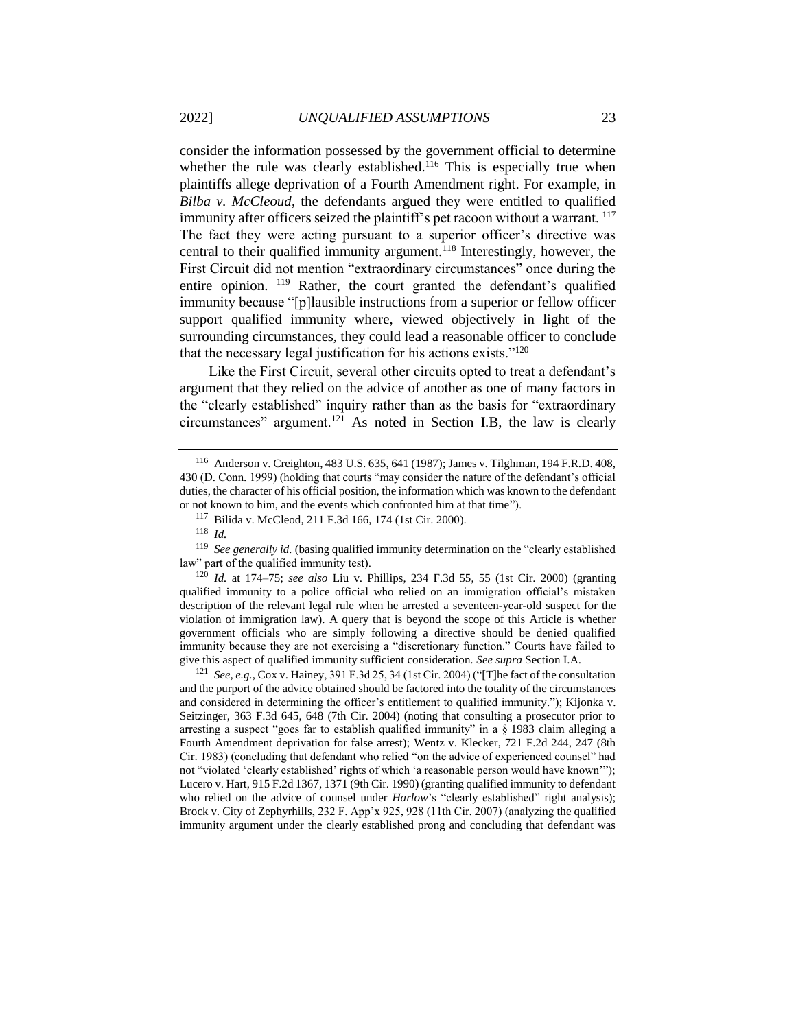consider the information possessed by the government official to determine whether the rule was clearly established.[116] This is especially true when plaintiffs allege deprivation of a Fourth Amendment right. For example, in *Bilba v. McCleoud*, the defendants argued they were entitled to qualified immunity after officers seized the plaintiff's pet racoon without a warrant.[117] The fact they were acting pursuant to a superior officer's directive was central to their qualified immunity argument.[118] Interestingly, however, the First Circuit did not mention "extraordinary circumstances" once during the entire opinion.[119] Rather, the court granted the defendant's qualified immunity because "[p]lausible instructions from a superior or fellow officer support qualified immunity where, viewed objectively in light of the surrounding circumstances, they could lead a reasonable officer to conclude that the necessary legal justification for his actions exists."[120]

Like the First Circuit, several other circuits opted to treat a defendant's argument that they relied on the advice of another as one of many factors in the "clearly established" inquiry rather than as the basis for "extraordinary circumstances" argument.[121] As noted in Section I.B, the law is clearly

---

[116] Anderson v. Creighton, 483 U.S. 635, 641 (1987); James v. Tilghman, 194 F.R.D. 408, 430 (D. Conn. 1999) (holding that courts "may consider the nature of the defendant's official duties, the character of his official position, the information which was known to the defendant or not known to him, and the events which confronted him at that time").

[117] Bilida v. McCleod, 211 F.3d 166, 174 (1st Cir. 2000).

[118] *Id.*

[119] *See generally id.* (basing qualified immunity determination on the "clearly established law" part of the qualified immunity test).

[120] *Id.* at 174–75; *see also* Liu v. Phillips, 234 F.3d 55, 55 (1st Cir. 2000) (granting qualified immunity to a police official who relied on an immigration official's mistaken description of the relevant legal rule when he arrested a seventeen-year-old suspect for the violation of immigration law). A query that is beyond the scope of this Article is whether government officials who are simply following a directive should be denied qualified immunity because they are not exercising a "discretionary function." Courts have failed to give this aspect of qualified immunity sufficient consideration. *See supra* Section I.A.

[121] *See, e.g.*, Cox v. Hainey, 391 F.3d 25, 34 (1st Cir. 2004) ("[T]he fact of the consultation and the purport of the advice obtained should be factored into the totality of the circumstances and considered in determining the officer's entitlement to qualified immunity."); Kijonka v. Seitzinger, 363 F.3d 645, 648 (7th Cir. 2004) (noting that consulting a prosecutor prior to arresting a suspect "goes far to establish qualified immunity" in a § 1983 claim alleging a Fourth Amendment deprivation for false arrest); Wentz v. Klecker, 721 F.2d 244, 247 (8th Cir. 1983) (concluding that defendant who relied "on the advice of experienced counsel" had not "violated 'clearly established' rights of which 'a reasonable person would have known'"); Lucero v. Hart, 915 F.2d 1367, 1371 (9th Cir. 1990) (granting qualified immunity to defendant who relied on the advice of counsel under *Harlow*'s "clearly established" right analysis); Brock v. City of Zephyrhills, 232 F. App'x 925, 928 (11th Cir. 2007) (analyzing the qualified immunity argument under the clearly established prong and concluding that defendant was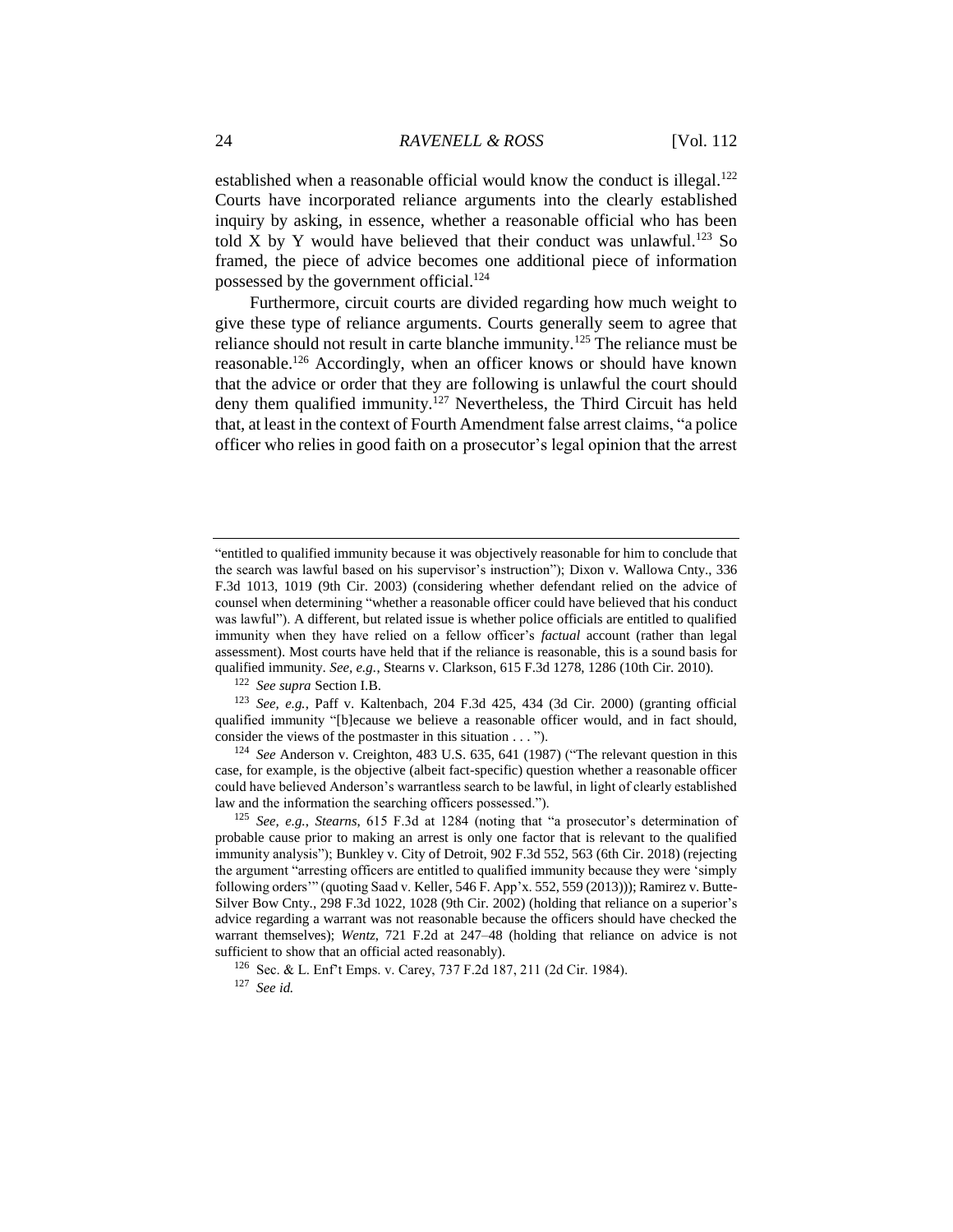established when a reasonable official would know the conduct is illegal.[122] Courts have incorporated reliance arguments into the clearly established inquiry by asking, in essence, whether a reasonable official who has been told X by Y would have believed that their conduct was unlawful.[123] So framed, the piece of advice becomes one additional piece of information possessed by the government official.[124]

Furthermore, circuit courts are divided regarding how much weight to give these type of reliance arguments. Courts generally seem to agree that reliance should not result in carte blanche immunity.[125] The reliance must be reasonable.[126] Accordingly, when an officer knows or should have known that the advice or order that they are following is unlawful the court should deny them qualified immunity.[127] Nevertheless, the Third Circuit has held that, at least in the context of Fourth Amendment false arrest claims, "a police officer who relies in good faith on a prosecutor's legal opinion that the arrest

---

"entitled to qualified immunity because it was objectively reasonable for him to conclude that the search was lawful based on his supervisor's instruction"); Dixon v. Wallowa Cnty., 336 F.3d 1013, 1019 (9th Cir. 2003) (considering whether defendant relied on the advice of counsel when determining "whether a reasonable officer could have believed that his conduct was lawful"). A different, but related issue is whether police officials are entitled to qualified immunity when they have relied on a fellow officer's *factual* account (rather than legal assessment). Most courts have held that if the reliance is reasonable, this is a sound basis for qualified immunity. *See, e.g.*, Stearns v. Clarkson, 615 F.3d 1278, 1286 (10th Cir. 2010).

[122] *See supra* Section I.B.

[123] *See, e.g.*, Paff v. Kaltenbach, 204 F.3d 425, 434 (3d Cir. 2000) (granting official qualified immunity "[b]ecause we believe a reasonable officer would, and in fact should, consider the views of the postmaster in this situation . . . ").

[124] *See* Anderson v. Creighton, 483 U.S. 635, 641 (1987) ("The relevant question in this case, for example, is the objective (albeit fact-specific) question whether a reasonable officer could have believed Anderson's warrantless search to be lawful, in light of clearly established law and the information the searching officers possessed.").

[125] *See, e.g.*, *Stearns*, 615 F.3d at 1284 (noting that "a prosecutor's determination of probable cause prior to making an arrest is only one factor that is relevant to the qualified immunity analysis"); Bunkley v. City of Detroit, 902 F.3d 552, 563 (6th Cir. 2018) (rejecting the argument "arresting officers are entitled to qualified immunity because they were 'simply following orders'" (quoting Saad v. Keller, 546 F. App'x. 552, 559 (2013))); Ramirez v. Butte-Silver Bow Cnty., 298 F.3d 1022, 1028 (9th Cir. 2002) (holding that reliance on a superior's advice regarding a warrant was not reasonable because the officers should have checked the warrant themselves); *Wentz*, 721 F.2d at 247–48 (holding that reliance on advice is not sufficient to show that an official acted reasonably).

[126] Sec. & L. Enf't Emps. v. Carey, 737 F.2d 187, 211 (2d Cir. 1984).

[127] *See id.*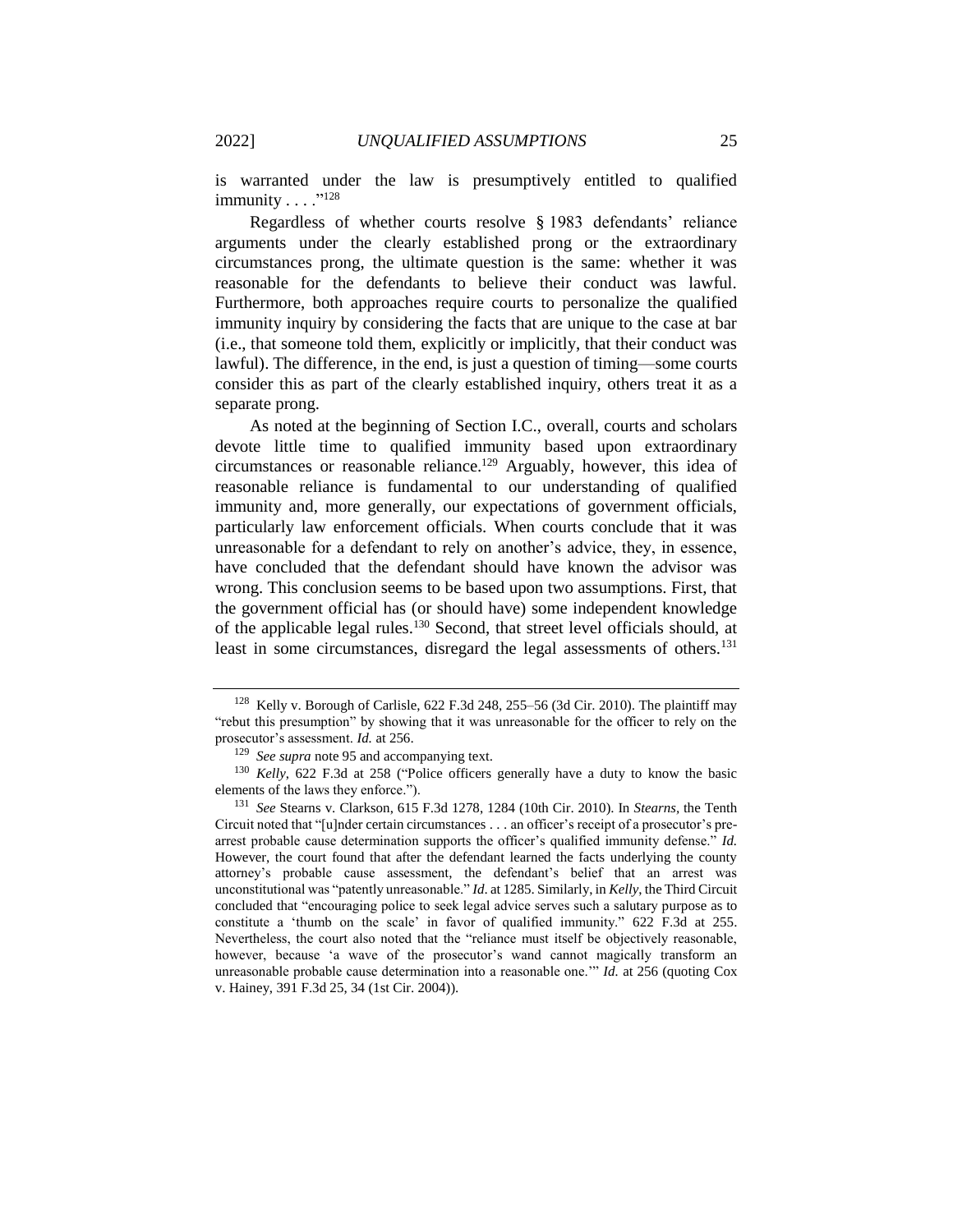is warranted under the law is presumptively entitled to qualified immunity . . . ."[128]

Regardless of whether courts resolve § 1983 defendants' reliance arguments under the clearly established prong or the extraordinary circumstances prong, the ultimate question is the same: whether it was reasonable for the defendants to believe their conduct was lawful. Furthermore, both approaches require courts to personalize the qualified immunity inquiry by considering the facts that are unique to the case at bar (i.e., that someone told them, explicitly or implicitly, that their conduct was lawful). The difference, in the end, is just a question of timing—some courts consider this as part of the clearly established inquiry, others treat it as a separate prong.

As noted at the beginning of Section I.C., overall, courts and scholars devote little time to qualified immunity based upon extraordinary circumstances or reasonable reliance.[129] Arguably, however, this idea of reasonable reliance is fundamental to our understanding of qualified immunity and, more generally, our expectations of government officials, particularly law enforcement officials. When courts conclude that it was unreasonable for a defendant to rely on another's advice, they, in essence, have concluded that the defendant should have known the advisor was wrong. This conclusion seems to be based upon two assumptions. First, that the government official has (or should have) some independent knowledge of the applicable legal rules.[130] Second, that street level officials should, at least in some circumstances, disregard the legal assessments of others.[131]

---

[128] Kelly v. Borough of Carlisle, 622 F.3d 248, 255–56 (3d Cir. 2010). The plaintiff may "rebut this presumption" by showing that it was unreasonable for the officer to rely on the prosecutor's assessment. *Id.* at 256.

[129] *See supra* note 95 and accompanying text.

[130] *Kelly*, 622 F.3d at 258 ("Police officers generally have a duty to know the basic elements of the laws they enforce.").

[131] *See* Stearns v. Clarkson, 615 F.3d 1278, 1284 (10th Cir. 2010). In *Stearns*, the Tenth Circuit noted that "[u]nder certain circumstances . . . an officer's receipt of a prosecutor's pre-arrest probable cause determination supports the officer's qualified immunity defense." *Id.* However, the court found that after the defendant learned the facts underlying the county attorney's probable cause assessment, the defendant's belief that an arrest was unconstitutional was "patently unreasonable." *Id.* at 1285. Similarly, in *Kelly*, the Third Circuit concluded that "encouraging police to seek legal advice serves such a salutary purpose as to constitute a 'thumb on the scale' in favor of qualified immunity." 622 F.3d at 255. Nevertheless, the court also noted that the "reliance must itself be objectively reasonable, however, because 'a wave of the prosecutor's wand cannot magically transform an unreasonable probable cause determination into a reasonable one.'" *Id.* at 256 (quoting Cox v. Hainey, 391 F.3d 25, 34 (1st Cir. 2004)).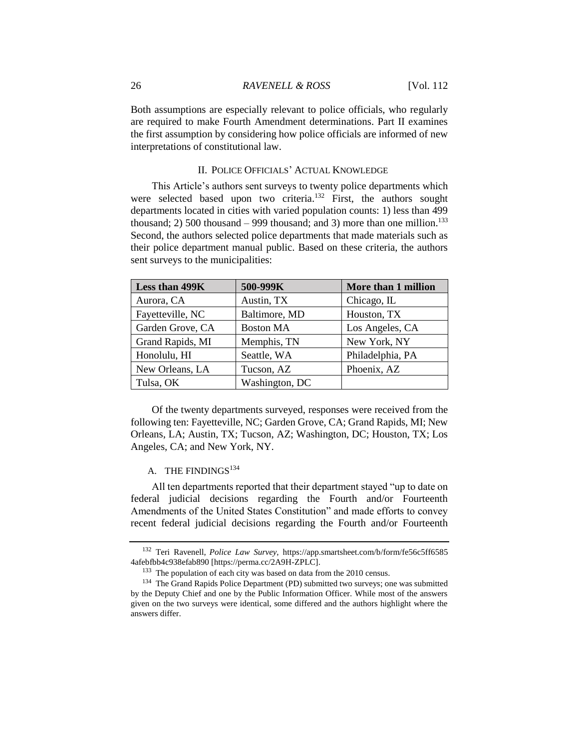Both assumptions are especially relevant to police officials, who regularly are required to make Fourth Amendment determinations. Part II examines the first assumption by considering how police officials are informed of new interpretations of constitutional law.

## II. POLICE OFFICIALS' ACTUAL KNOWLEDGE

This Article's authors sent surveys to twenty police departments which were selected based upon two criteria.[132] First, the authors sought departments located in cities with varied population counts: 1) less than 499 thousand; 2) 500 thousand – 999 thousand; and 3) more than one million.[133] Second, the authors selected police departments that made materials such as their police department manual public. Based on these criteria, the authors sent surveys to the municipalities:

| Less than 499K | 500-999K | More than 1 million |
|---|---|---|
| Aurora, CA | Austin, TX | Chicago, IL |
| Fayetteville, NC | Baltimore, MD | Houston, TX |
| Garden Grove, CA | Boston MA | Los Angeles, CA |
| Grand Rapids, MI | Memphis, TN | New York, NY |
| Honolulu, HI | Seattle, WA | Philadelphia, PA |
| New Orleans, LA | Tucson, AZ | Phoenix, AZ |
| Tulsa, OK | Washington, DC | |

Of the twenty departments surveyed, responses were received from the following ten: Fayetteville, NC; Garden Grove, CA; Grand Rapids, MI; New Orleans, LA; Austin, TX; Tucson, AZ; Washington, DC; Houston, TX; Los Angeles, CA; and New York, NY.

### A. THE FINDINGS[134]

All ten departments reported that their department stayed "up to date on federal judicial decisions regarding the Fourth and/or Fourteenth Amendments of the United States Constitution" and made efforts to convey recent federal judicial decisions regarding the Fourth and/or Fourteenth

---

[132] Teri Ravenell, *Police Law Survey*, https://app.smartsheet.com/b/form/fe56c5ff65854afebfbb4c938efab890 [https://perma.cc/2A9H-ZPLC].

[133] The population of each city was based on data from the 2010 census.

[134] The Grand Rapids Police Department (PD) submitted two surveys; one was submitted by the Deputy Chief and one by the Public Information Officer. While most of the answers given on the two surveys were identical, some differed and the authors highlight where the answers differ.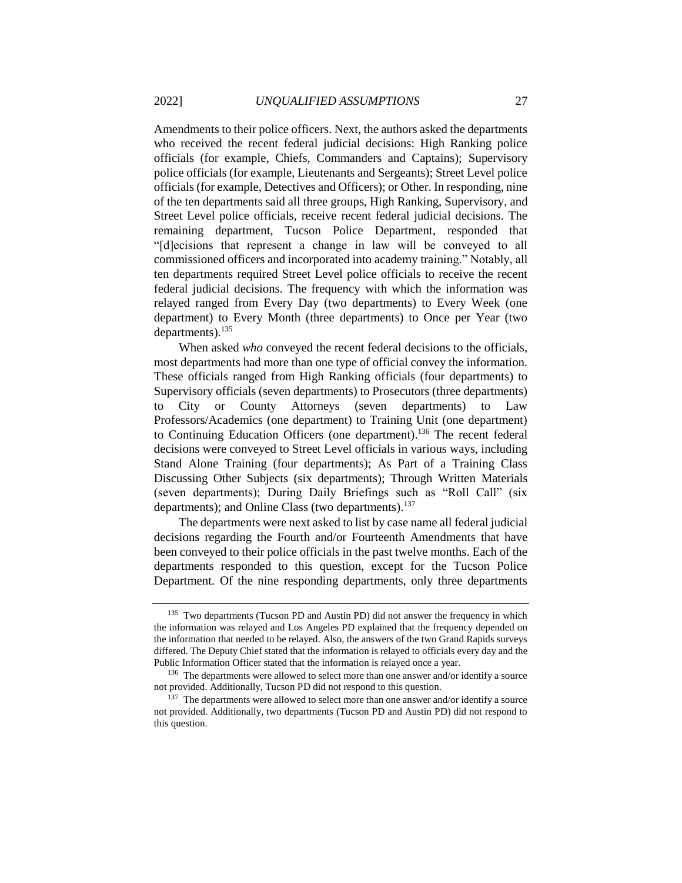Amendments to their police officers. Next, the authors asked the departments who received the recent federal judicial decisions: High Ranking police officials (for example, Chiefs, Commanders and Captains); Supervisory police officials (for example, Lieutenants and Sergeants); Street Level police officials (for example, Detectives and Officers); or Other. In responding, nine of the ten departments said all three groups, High Ranking, Supervisory, and Street Level police officials, receive recent federal judicial decisions. The remaining department, Tucson Police Department, responded that "[d]ecisions that represent a change in law will be conveyed to all commissioned officers and incorporated into academy training." Notably, all ten departments required Street Level police officials to receive the recent federal judicial decisions. The frequency with which the information was relayed ranged from Every Day (two departments) to Every Week (one department) to Every Month (three departments) to Once per Year (two departments).[135]

When asked *who* conveyed the recent federal decisions to the officials, most departments had more than one type of official convey the information. These officials ranged from High Ranking officials (four departments) to Supervisory officials (seven departments) to Prosecutors (three departments) to City or County Attorneys (seven departments) to Law Professors/Academics (one department) to Training Unit (one department) to Continuing Education Officers (one department).[136] The recent federal decisions were conveyed to Street Level officials in various ways, including Stand Alone Training (four departments); As Part of a Training Class Discussing Other Subjects (six departments); Through Written Materials (seven departments); During Daily Briefings such as "Roll Call" (six departments); and Online Class (two departments).[137]

The departments were next asked to list by case name all federal judicial decisions regarding the Fourth and/or Fourteenth Amendments that have been conveyed to their police officials in the past twelve months. Each of the departments responded to this question, except for the Tucson Police Department. Of the nine responding departments, only three departments

---

[135] Two departments (Tucson PD and Austin PD) did not answer the frequency in which the information was relayed and Los Angeles PD explained that the frequency depended on the information that needed to be relayed. Also, the answers of the two Grand Rapids surveys differed. The Deputy Chief stated that the information is relayed to officials every day and the Public Information Officer stated that the information is relayed once a year.

[136] The departments were allowed to select more than one answer and/or identify a source not provided. Additionally, Tucson PD did not respond to this question.

[137] The departments were allowed to select more than one answer and/or identify a source not provided. Additionally, two departments (Tucson PD and Austin PD) did not respond to this question.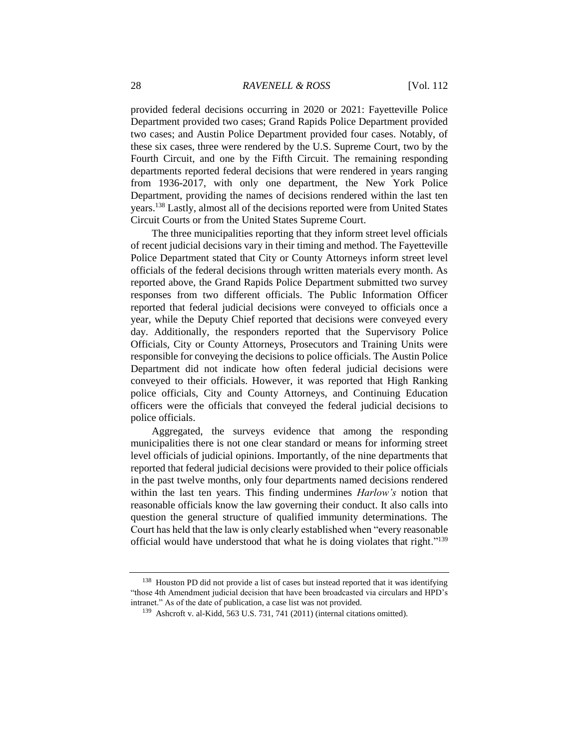provided federal decisions occurring in 2020 or 2021: Fayetteville Police Department provided two cases; Grand Rapids Police Department provided two cases; and Austin Police Department provided four cases. Notably, of these six cases, three were rendered by the U.S. Supreme Court, two by the Fourth Circuit, and one by the Fifth Circuit. The remaining responding departments reported federal decisions that were rendered in years ranging from 1936-2017, with only one department, the New York Police Department, providing the names of decisions rendered within the last ten years.[138] Lastly, almost all of the decisions reported were from United States Circuit Courts or from the United States Supreme Court.

The three municipalities reporting that they inform street level officials of recent judicial decisions vary in their timing and method. The Fayetteville Police Department stated that City or County Attorneys inform street level officials of the federal decisions through written materials every month. As reported above, the Grand Rapids Police Department submitted two survey responses from two different officials. The Public Information Officer reported that federal judicial decisions were conveyed to officials once a year, while the Deputy Chief reported that decisions were conveyed every day. Additionally, the responders reported that the Supervisory Police Officials, City or County Attorneys, Prosecutors and Training Units were responsible for conveying the decisions to police officials. The Austin Police Department did not indicate how often federal judicial decisions were conveyed to their officials. However, it was reported that High Ranking police officials, City and County Attorneys, and Continuing Education officers were the officials that conveyed the federal judicial decisions to police officials.

Aggregated, the surveys evidence that among the responding municipalities there is not one clear standard or means for informing street level officials of judicial opinions. Importantly, of the nine departments that reported that federal judicial decisions were provided to their police officials in the past twelve months, only four departments named decisions rendered within the last ten years. This finding undermines *Harlow's* notion that reasonable officials know the law governing their conduct. It also calls into question the general structure of qualified immunity determinations. The Court has held that the law is only clearly established when "every reasonable official would have understood that what he is doing violates that right."[139]

---

[138] Houston PD did not provide a list of cases but instead reported that it was identifying "those 4th Amendment judicial decision that have been broadcasted via circulars and HPD's intranet." As of the date of publication, a case list was not provided.

[139] Ashcroft v. al-Kidd, 563 U.S. 731, 741 (2011) (internal citations omitted).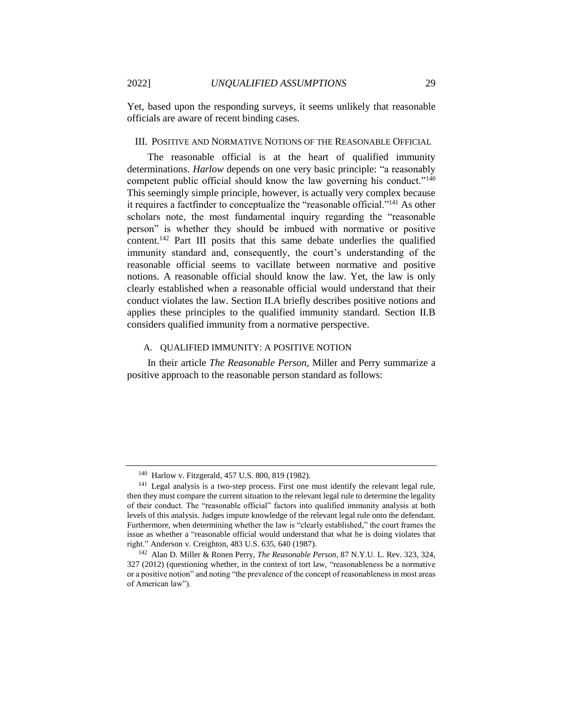Yet, based upon the responding surveys, it seems unlikely that reasonable officials are aware of recent binding cases.

## III. POSITIVE AND NORMATIVE NOTIONS OF THE REASONABLE OFFICIAL

The reasonable official is at the heart of qualified immunity determinations. *Harlow* depends on one very basic principle: "a reasonably competent public official should know the law governing his conduct."[140] This seemingly simple principle, however, is actually very complex because it requires a factfinder to conceptualize the "reasonable official."[141] As other scholars note, the most fundamental inquiry regarding the "reasonable person" is whether they should be imbued with normative or positive content.[142] Part III posits that this same debate underlies the qualified immunity standard and, consequently, the court's understanding of the reasonable official seems to vacillate between normative and positive notions. A reasonable official should know the law. Yet, the law is only clearly established when a reasonable official would understand that their conduct violates the law. Section II.A briefly describes positive notions and applies these principles to the qualified immunity standard. Section II.B considers qualified immunity from a normative perspective.

### A. QUALIFIED IMMUNITY: A POSITIVE NOTION

In their article *The Reasonable Person*, Miller and Perry summarize a positive approach to the reasonable person standard as follows:

---

[140] Harlow v. Fitzgerald, 457 U.S. 800, 819 (1982).

[141] Legal analysis is a two-step process. First one must identify the relevant legal rule, then they must compare the current situation to the relevant legal rule to determine the legality of their conduct. The "reasonable official" factors into qualified immunity analysis at both levels of this analysis. Judges impute knowledge of the relevant legal rule onto the defendant. Furthermore, when determining whether the law is "clearly established," the court frames the issue as whether a "reasonable official would understand that what he is doing violates that right." Anderson v. Creighton, 483 U.S. 635, 640 (1987).

[142] Alan D. Miller & Ronen Perry, *The Reasonable Person*, 87 N.Y.U. L. Rev. 323, 324, 327 (2012) (questioning whether, in the context of tort law, "reasonableness be a normative or a positive notion" and noting "the prevalence of the concept of reasonableness in most areas of American law").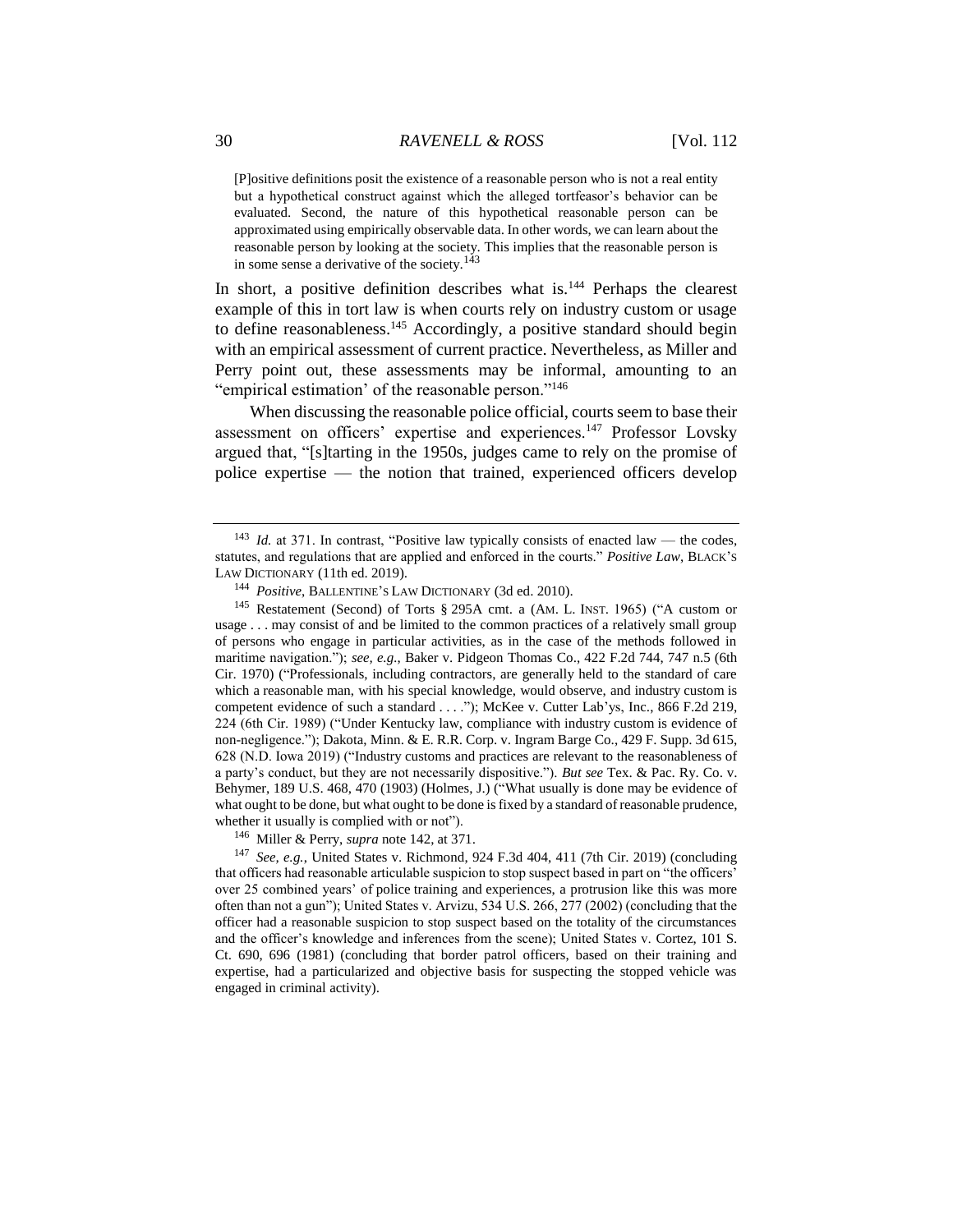> [P]ositive definitions posit the existence of a reasonable person who is not a real entity but a hypothetical construct against which the alleged tortfeasor's behavior can be evaluated. Second, the nature of this hypothetical reasonable person can be approximated using empirically observable data. In other words, we can learn about the reasonable person by looking at the society. This implies that the reasonable person is in some sense a derivative of the society.[143]

In short, a positive definition describes what is.[144] Perhaps the clearest example of this in tort law is when courts rely on industry custom or usage to define reasonableness.[145] Accordingly, a positive standard should begin with an empirical assessment of current practice. Nevertheless, as Miller and Perry point out, these assessments may be informal, amounting to an "empirical estimation' of the reasonable person."[146]

When discussing the reasonable police official, courts seem to base their assessment on officers' expertise and experiences.[147] Professor Lovsky argued that, "[s]tarting in the 1950s, judges came to rely on the promise of police expertise — the notion that trained, experienced officers develop

---

[143] *Id.* at 371. In contrast, "Positive law typically consists of enacted law — the codes, statutes, and regulations that are applied and enforced in the courts." *Positive Law*, BLACK'S LAW DICTIONARY (11th ed. 2019).

[144] *Positive*, BALLENTINE'S LAW DICTIONARY (3d ed. 2010).

[145] Restatement (Second) of Torts § 295A cmt. a (AM. L. INST. 1965) ("A custom or usage . . . may consist of and be limited to the common practices of a relatively small group of persons who engage in particular activities, as in the case of the methods followed in maritime navigation."); *see, e.g.*, Baker v. Pidgeon Thomas Co., 422 F.2d 744, 747 n.5 (6th Cir. 1970) ("Professionals, including contractors, are generally held to the standard of care which a reasonable man, with his special knowledge, would observe, and industry custom is competent evidence of such a standard . . . ."); McKee v. Cutter Lab'ys, Inc., 866 F.2d 219, 224 (6th Cir. 1989) ("Under Kentucky law, compliance with industry custom is evidence of non-negligence."); Dakota, Minn. & E. R.R. Corp. v. Ingram Barge Co., 429 F. Supp. 3d 615, 628 (N.D. Iowa 2019) ("Industry customs and practices are relevant to the reasonableness of a party's conduct, but they are not necessarily dispositive."). *But see* Tex. & Pac. Ry. Co. v. Behymer, 189 U.S. 468, 470 (1903) (Holmes, J.) ("What usually is done may be evidence of what ought to be done, but what ought to be done is fixed by a standard of reasonable prudence, whether it usually is complied with or not").

[146] Miller & Perry, *supra* note 142, at 371.

[147] *See, e.g.*, United States v. Richmond, 924 F.3d 404, 411 (7th Cir. 2019) (concluding that officers had reasonable articulable suspicion to stop suspect based in part on "the officers' over 25 combined years' of police training and experiences, a protrusion like this was more often than not a gun"); United States v. Arvizu, 534 U.S. 266, 277 (2002) (concluding that the officer had a reasonable suspicion to stop suspect based on the totality of the circumstances and the officer's knowledge and inferences from the scene); United States v. Cortez, 101 S. Ct. 690, 696 (1981) (concluding that border patrol officers, based on their training and expertise, had a particularized and objective basis for suspecting the stopped vehicle was engaged in criminal activity).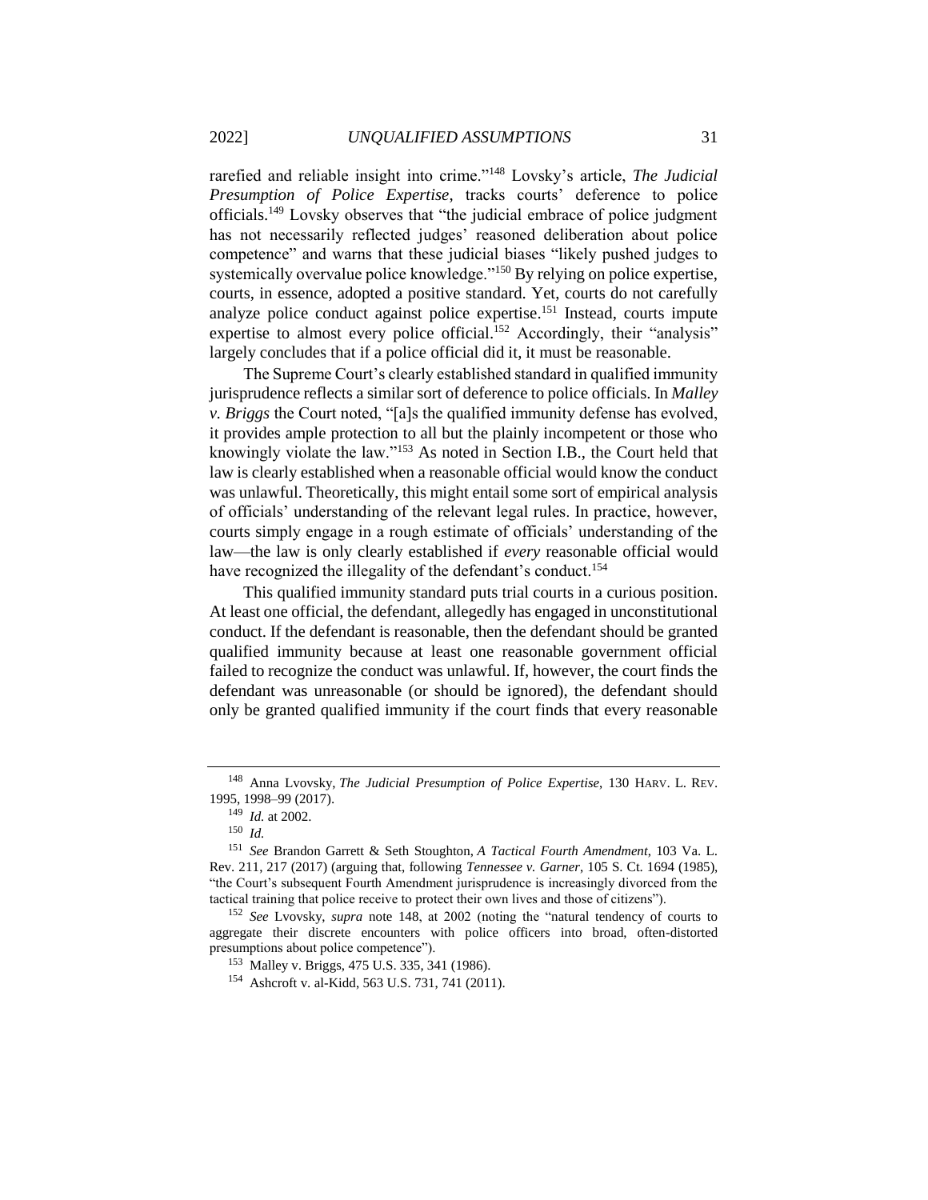rarefied and reliable insight into crime."[148] Lovsky's article, *The Judicial Presumption of Police Expertise*, tracks courts' deference to police officials.[149] Lovsky observes that "the judicial embrace of police judgment has not necessarily reflected judges' reasoned deliberation about police competence" and warns that these judicial biases "likely pushed judges to systemically overvalue police knowledge."[150] By relying on police expertise, courts, in essence, adopted a positive standard. Yet, courts do not carefully analyze police conduct against police expertise.[151] Instead, courts impute expertise to almost every police official.[152] Accordingly, their "analysis" largely concludes that if a police official did it, it must be reasonable.

The Supreme Court's clearly established standard in qualified immunity jurisprudence reflects a similar sort of deference to police officials. In *Malley v. Briggs* the Court noted, "[a]s the qualified immunity defense has evolved, it provides ample protection to all but the plainly incompetent or those who knowingly violate the law."[153] As noted in Section I.B., the Court held that law is clearly established when a reasonable official would know the conduct was unlawful. Theoretically, this might entail some sort of empirical analysis of officials' understanding of the relevant legal rules. In practice, however, courts simply engage in a rough estimate of officials' understanding of the law—the law is only clearly established if *every* reasonable official would have recognized the illegality of the defendant's conduct.[154]

This qualified immunity standard puts trial courts in a curious position. At least one official, the defendant, allegedly has engaged in unconstitutional conduct. If the defendant is reasonable, then the defendant should be granted qualified immunity because at least one reasonable government official failed to recognize the conduct was unlawful. If, however, the court finds the defendant was unreasonable (or should be ignored), the defendant should only be granted qualified immunity if the court finds that every reasonable

---

[148] Anna Lvovsky, *The Judicial Presumption of Police Expertise*, 130 HARV. L. REV. 1995, 1998–99 (2017).

[149] *Id.* at 2002.

[150] *Id.*

[151] *See* Brandon Garrett & Seth Stoughton, *A Tactical Fourth Amendment*, 103 Va. L. Rev. 211, 217 (2017) (arguing that, following *Tennessee v. Garner*, 105 S. Ct. 1694 (1985), "the Court's subsequent Fourth Amendment jurisprudence is increasingly divorced from the tactical training that police receive to protect their own lives and those of citizens").

[152] *See* Lvovsky, *supra* note 148, at 2002 (noting the "natural tendency of courts to aggregate their discrete encounters with police officers into broad, often-distorted presumptions about police competence").

[153] Malley v. Briggs, 475 U.S. 335, 341 (1986).

[154] Ashcroft v. al-Kidd, 563 U.S. 731, 741 (2011).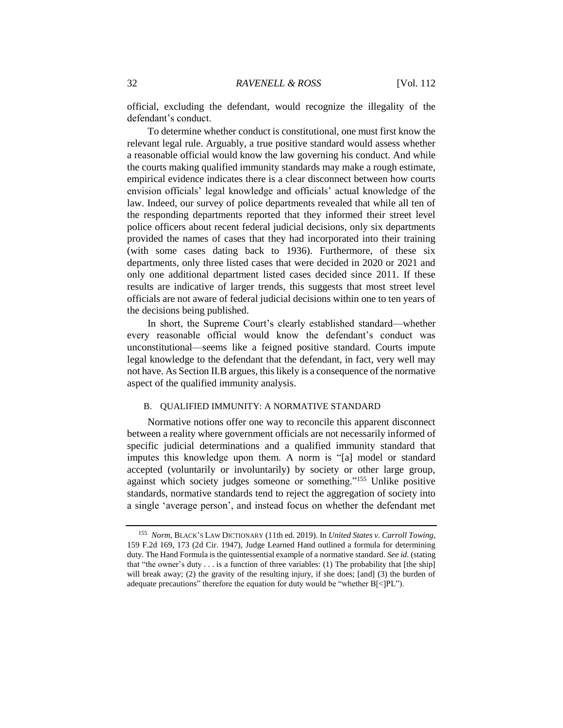official, excluding the defendant, would recognize the illegality of the defendant's conduct.

To determine whether conduct is constitutional, one must first know the relevant legal rule. Arguably, a true positive standard would assess whether a reasonable official would know the law governing his conduct. And while the courts making qualified immunity standards may make a rough estimate, empirical evidence indicates there is a clear disconnect between how courts envision officials' legal knowledge and officials' actual knowledge of the law. Indeed, our survey of police departments revealed that while all ten of the responding departments reported that they informed their street level police officers about recent federal judicial decisions, only six departments provided the names of cases that they had incorporated into their training (with some cases dating back to 1936). Furthermore, of these six departments, only three listed cases that were decided in 2020 or 2021 and only one additional department listed cases decided since 2011. If these results are indicative of larger trends, this suggests that most street level officials are not aware of federal judicial decisions within one to ten years of the decisions being published.

In short, the Supreme Court's clearly established standard—whether every reasonable official would know the defendant's conduct was unconstitutional—seems like a feigned positive standard. Courts impute legal knowledge to the defendant that the defendant, in fact, very well may not have. As Section II.B argues, this likely is a consequence of the normative aspect of the qualified immunity analysis.

### B. QUALIFIED IMMUNITY: A NORMATIVE STANDARD

Normative notions offer one way to reconcile this apparent disconnect between a reality where government officials are not necessarily informed of specific judicial determinations and a qualified immunity standard that imputes this knowledge upon them. A norm is "[a] model or standard accepted (voluntarily or involuntarily) by society or other large group, against which society judges someone or something."[155] Unlike positive standards, normative standards tend to reject the aggregation of society into a single 'average person', and instead focus on whether the defendant met

---

[155] *Norm*, BLACK'S LAW DICTIONARY (11th ed. 2019). In *United States v. Carroll Towing*, 159 F.2d 169, 173 (2d Cir. 1947), Judge Learned Hand outlined a formula for determining duty. The Hand Formula is the quintessential example of a normative standard. *See id.* (stating that "the owner's duty . . . is a function of three variables: (1) The probability that [the ship] will break away; (2) the gravity of the resulting injury, if she does; [and] (3) the burden of adequate precautions" therefore the equation for duty would be "whether B[<]PL").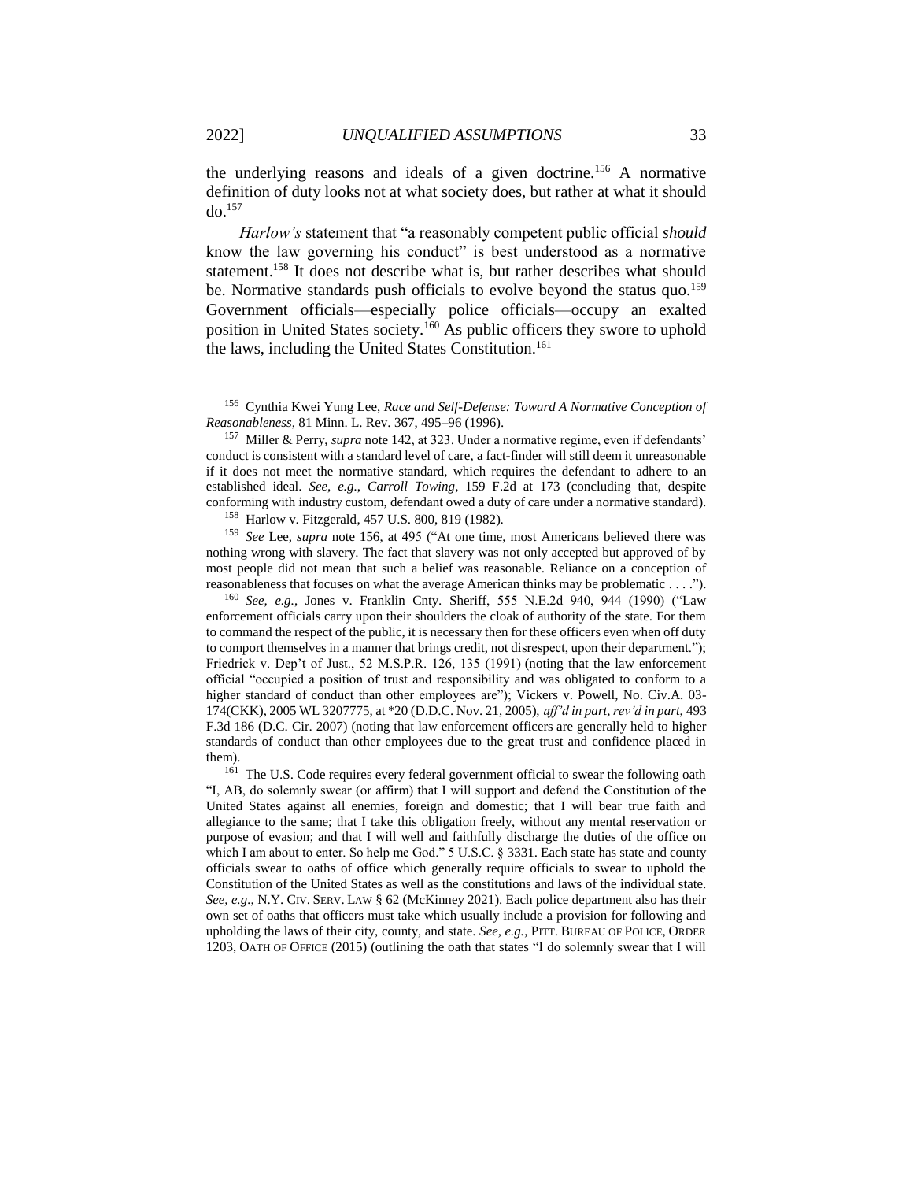the underlying reasons and ideals of a given doctrine.[156] A normative definition of duty looks not at what society does, but rather at what it should do.[157]

*Harlow's* statement that "a reasonably competent public official *should* know the law governing his conduct" is best understood as a normative statement.[158] It does not describe what is, but rather describes what should be. Normative standards push officials to evolve beyond the status quo.[159] Government officials—especially police officials—occupy an exalted position in United States society.[160] As public officers they swore to uphold the laws, including the United States Constitution.[161]

---

[156] Cynthia Kwei Yung Lee, *Race and Self-Defense: Toward A Normative Conception of Reasonableness*, 81 Minn. L. Rev. 367, 495–96 (1996).

[157] Miller & Perry, *supra* note 142, at 323. Under a normative regime, even if defendants' conduct is consistent with a standard level of care, a fact-finder will still deem it unreasonable if it does not meet the normative standard, which requires the defendant to adhere to an established ideal. *See, e.g.*, *Carroll Towing*, 159 F.2d at 173 (concluding that, despite conforming with industry custom, defendant owed a duty of care under a normative standard).

[158] Harlow v. Fitzgerald, 457 U.S. 800, 819 (1982).

[159] *See* Lee, *supra* note 156, at 495 ("At one time, most Americans believed there was nothing wrong with slavery. The fact that slavery was not only accepted but approved of by most people did not mean that such a belief was reasonable. Reliance on a conception of reasonableness that focuses on what the average American thinks may be problematic . . . .").

[160] *See, e.g.*, Jones v. Franklin Cnty. Sheriff, 555 N.E.2d 940, 944 (1990) ("Law enforcement officials carry upon their shoulders the cloak of authority of the state. For them to command the respect of the public, it is necessary then for these officers even when off duty to comport themselves in a manner that brings credit, not disrespect, upon their department."); Friedrick v. Dep't of Just., 52 M.S.P.R. 126, 135 (1991) (noting that the law enforcement official "occupied a position of trust and responsibility and was obligated to conform to a higher standard of conduct than other employees are"); Vickers v. Powell, No. Civ.A. 03-174(CKK), 2005 WL 3207775, at *20 (D.D.C. Nov. 21, 2005), *aff'd in part, rev'd in part*, 493 F.3d 186 (D.C. Cir. 2007) (noting that law enforcement officers are generally held to higher standards of conduct than other employees due to the great trust and confidence placed in them).

[161] The U.S. Code requires every federal government official to swear the following oath "I, AB, do solemnly swear (or affirm) that I will support and defend the Constitution of the United States against all enemies, foreign and domestic; that I will bear true faith and allegiance to the same; that I take this obligation freely, without any mental reservation or purpose of evasion; and that I will well and faithfully discharge the duties of the office on which I am about to enter. So help me God." 5 U.S.C. § 3331. Each state has state and county officials swear to oaths of office which generally require officials to swear to uphold the Constitution of the United States as well as the constitutions and laws of the individual state. *See, e.g.*, N.Y. CIV. SERV. LAW § 62 (McKinney 2021). Each police department also has their own set of oaths that officers must take which usually include a provision for following and upholding the laws of their city, county, and state. *See, e.g.*, PITT. BUREAU OF POLICE, ORDER 1203, OATH OF OFFICE (2015) (outlining the oath that states "I do solemnly swear that I will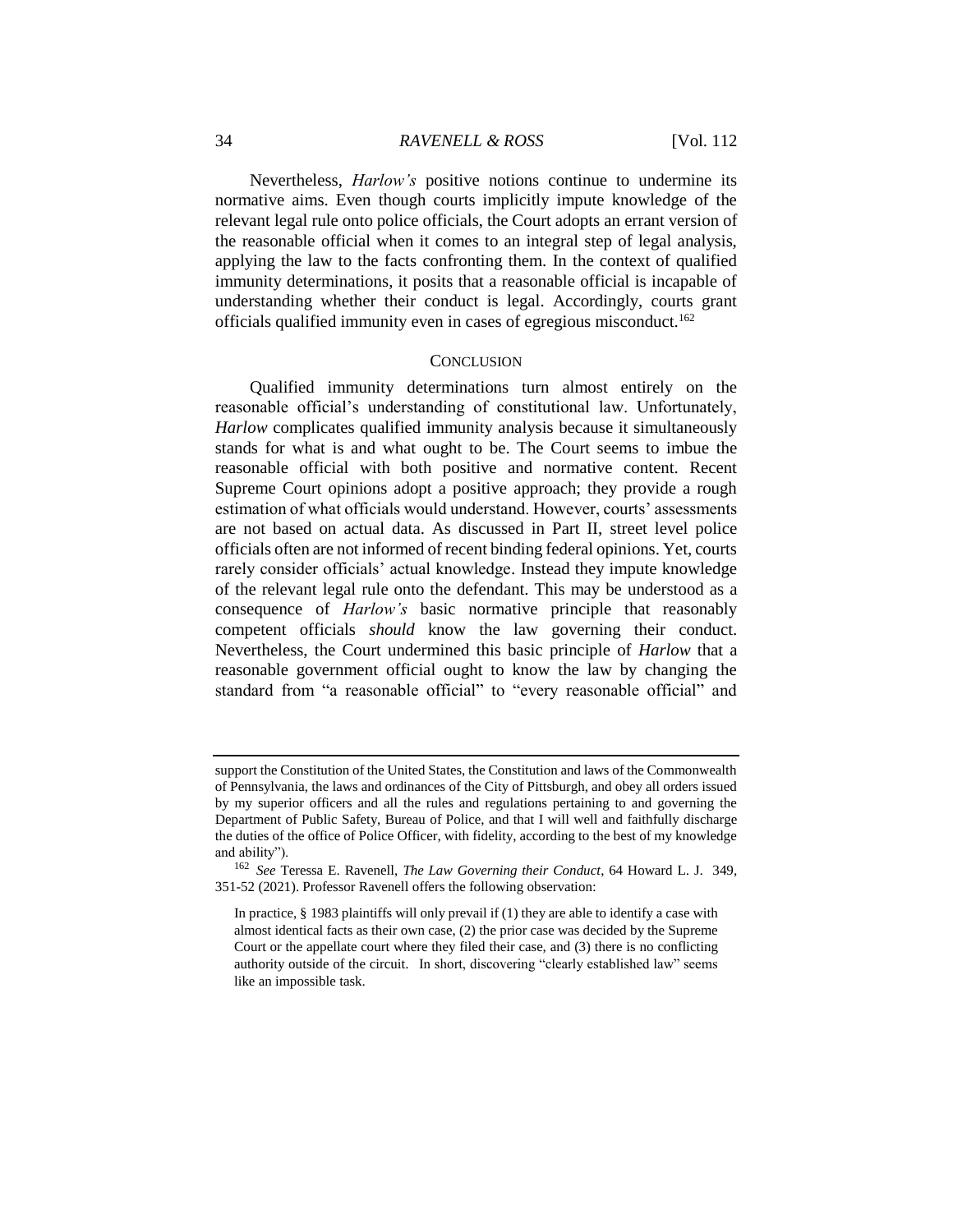Nevertheless, *Harlow's* positive notions continue to undermine its normative aims. Even though courts implicitly impute knowledge of the relevant legal rule onto police officials, the Court adopts an errant version of the reasonable official when it comes to an integral step of legal analysis, applying the law to the facts confronting them. In the context of qualified immunity determinations, it posits that a reasonable official is incapable of understanding whether their conduct is legal. Accordingly, courts grant officials qualified immunity even in cases of egregious misconduct.[162]

## CONCLUSION

Qualified immunity determinations turn almost entirely on the reasonable official's understanding of constitutional law. Unfortunately, *Harlow* complicates qualified immunity analysis because it simultaneously stands for what is and what ought to be. The Court seems to imbue the reasonable official with both positive and normative content. Recent Supreme Court opinions adopt a positive approach; they provide a rough estimation of what officials would understand. However, courts' assessments are not based on actual data. As discussed in Part II, street level police officials often are not informed of recent binding federal opinions. Yet, courts rarely consider officials' actual knowledge. Instead they impute knowledge of the relevant legal rule onto the defendant. This may be understood as a consequence of *Harlow's* basic normative principle that reasonably competent officials *should* know the law governing their conduct. Nevertheless, the Court undermined this basic principle of *Harlow* that a reasonable government official ought to know the law by changing the standard from "a reasonable official" to "every reasonable official" and

---

support the Constitution of the United States, the Constitution and laws of the Commonwealth of Pennsylvania, the laws and ordinances of the City of Pittsburgh, and obey all orders issued by my superior officers and all the rules and regulations pertaining to and governing the Department of Public Safety, Bureau of Police, and that I will well and faithfully discharge the duties of the office of Police Officer, with fidelity, according to the best of my knowledge and ability").

[162] *See* Teressa E. Ravenell, *The Law Governing their Conduct*, 64 Howard L. J. 349, 351-52 (2021). Professor Ravenell offers the following observation:

> In practice, § 1983 plaintiffs will only prevail if (1) they are able to identify a case with almost identical facts as their own case, (2) the prior case was decided by the Supreme Court or the appellate court where they filed their case, and (3) there is no conflicting authority outside of the circuit. In short, discovering "clearly established law" seems like an impossible task.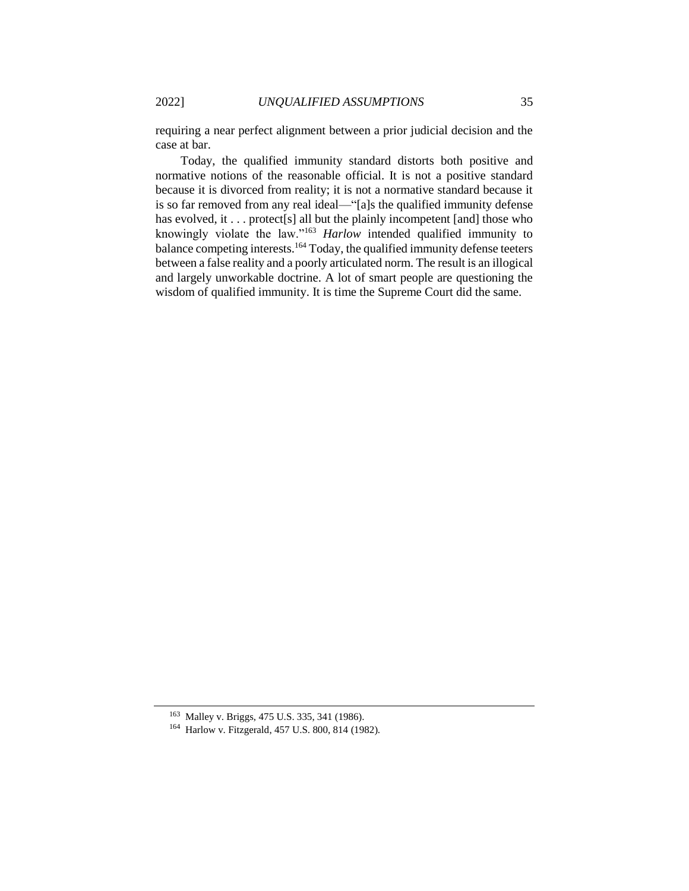requiring a near perfect alignment between a prior judicial decision and the case at bar.

Today, the qualified immunity standard distorts both positive and normative notions of the reasonable official. It is not a positive standard because it is divorced from reality; it is not a normative standard because it is so far removed from any real ideal—"[a]s the qualified immunity defense has evolved, it . . . protect[s] all but the plainly incompetent [and] those who knowingly violate the law."[163] *Harlow* intended qualified immunity to balance competing interests.[164] Today, the qualified immunity defense teeters between a false reality and a poorly articulated norm. The result is an illogical and largely unworkable doctrine. A lot of smart people are questioning the wisdom of qualified immunity. It is time the Supreme Court did the same.

---

[163] Malley v. Briggs, 475 U.S. 335, 341 (1986).

[164] Harlow v. Fitzgerald, 457 U.S. 800, 814 (1982).